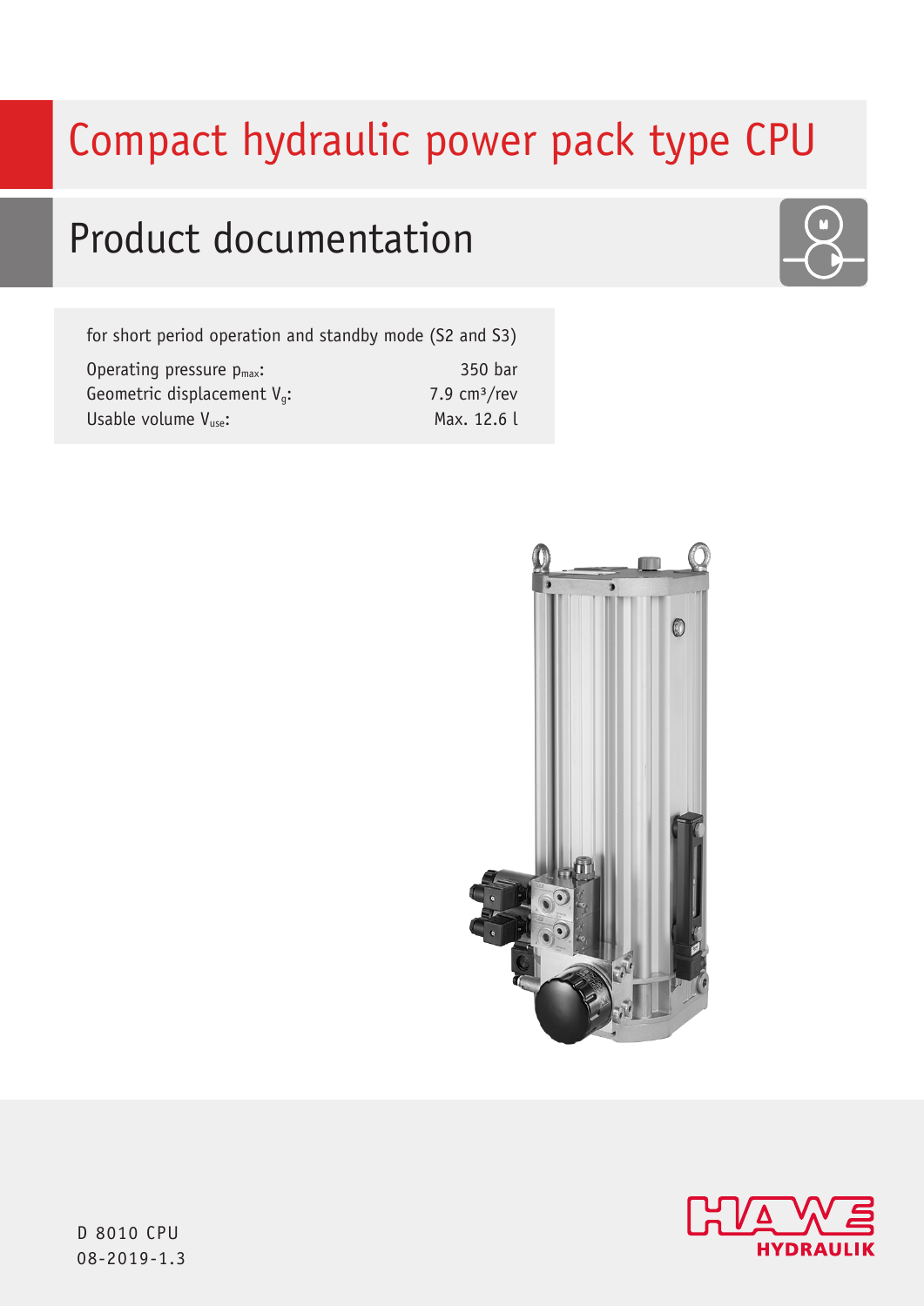# Compact hydraulic power pack type CPU

## Product documentation

for short period operation and standby mode (S2 and S3)

| | |
|---|---|
| Operating pressure $p_{max}$: | 350 bar |
| Geometric displacement $V_g$: | 7.9 cm³/rev |
| Usable volume $V_{use}$: | Max. 12.6 l |

D 8010 CPU
08-2019-1.3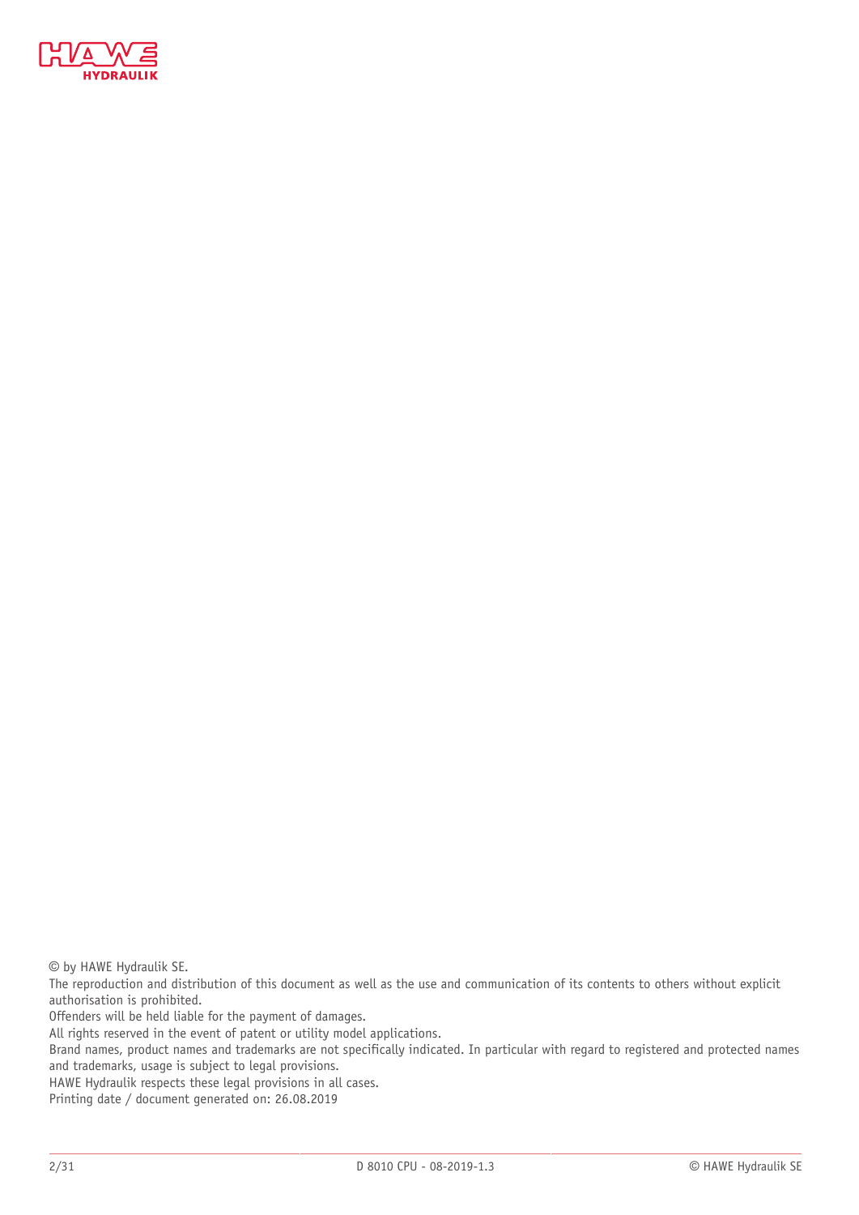© by HAWE Hydraulik SE.
The reproduction and distribution of this document as well as the use and communication of its contents to others without explicit authorisation is prohibited.
Offenders will be held liable for the payment of damages.
All rights reserved in the event of patent or utility model applications.
Brand names, product names and trademarks are not specifically indicated. In particular with regard to registered and protected names and trademarks, usage is subject to legal provisions.
HAWE Hydraulik respects these legal provisions in all cases.
Printing date / document generated on: 26.08.2019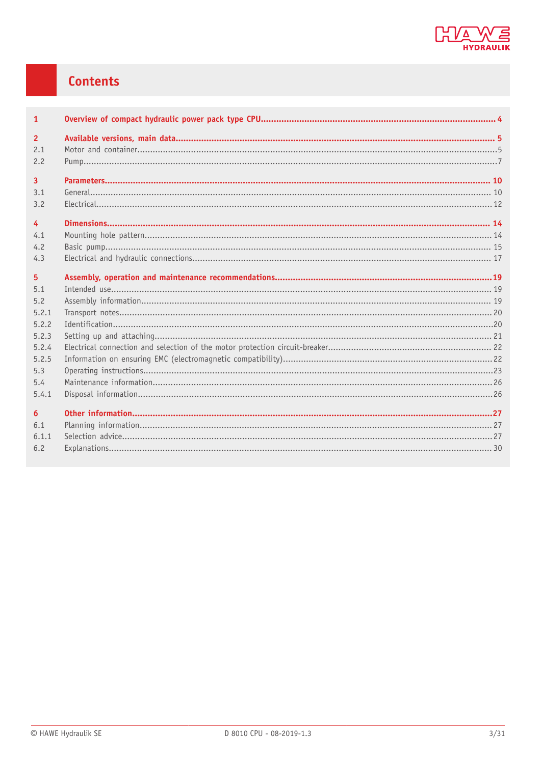# Contents

| | | |
|---|---|---|
| **1** | **Overview of compact hydraulic power pack type CPU** | **4** |
| **2** | **Available versions, main data** | **5** |
| 2.1 | Motor and container | 5 |
| 2.2 | Pump | 7 |
| **3** | **Parameters** | **10** |
| 3.1 | General | 10 |
| 3.2 | Electrical | 12 |
| **4** | **Dimensions** | **14** |
| 4.1 | Mounting hole pattern | 14 |
| 4.2 | Basic pump | 15 |
| 4.3 | Electrical and hydraulic connections | 17 |
| **5** | **Assembly, operation and maintenance recommendations** | **19** |
| 5.1 | Intended use | 19 |
| 5.2 | Assembly information | 19 |
| 5.2.1 | Transport notes | 20 |
| 5.2.2 | Identification | 20 |
| 5.2.3 | Setting up and attaching | 21 |
| 5.2.4 | Electrical connection and selection of the motor protection circuit-breaker | 22 |
| 5.2.5 | Information on ensuring EMC (electromagnetic compatibility) | 22 |
| 5.3 | Operating instructions | 23 |
| 5.4 | Maintenance information | 26 |
| 5.4.1 | Disposal information | 26 |
| **6** | **Other information** | **27** |
| 6.1 | Planning information | 27 |
| 6.1.1 | Selection advice | 27 |
| 6.2 | Explanations | 30 |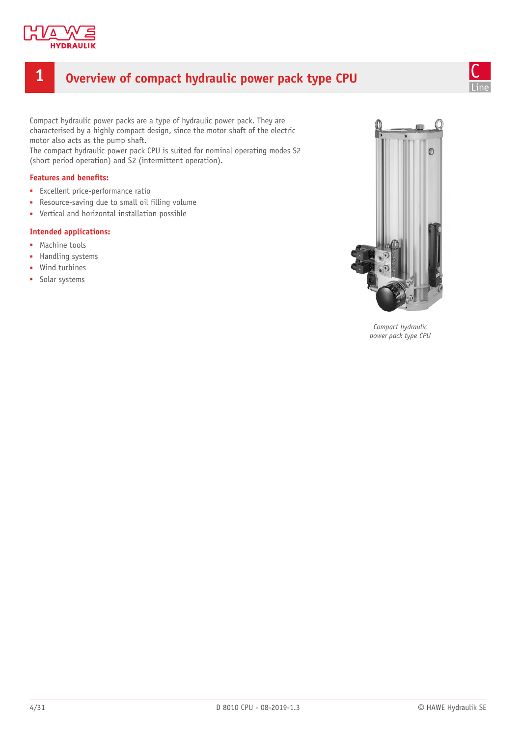# 1 Overview of compact hydraulic power pack type CPU

Compact hydraulic power packs are a type of hydraulic power pack. They are characterised by a highly compact design, since the motor shaft of the electric motor also acts as the pump shaft.
The compact hydraulic power pack CPU is suited for nominal operating modes S2 (short period operation) and S2 (intermittent operation).

**Features and benefits:**

- Excellent price-performance ratio
- Resource-saving due to small oil filling volume
- Vertical and horizontal installation possible

**Intended applications:**

- Machine tools
- Handling systems
- Wind turbines
- Solar systems

*Compact hydraulic power pack type CPU*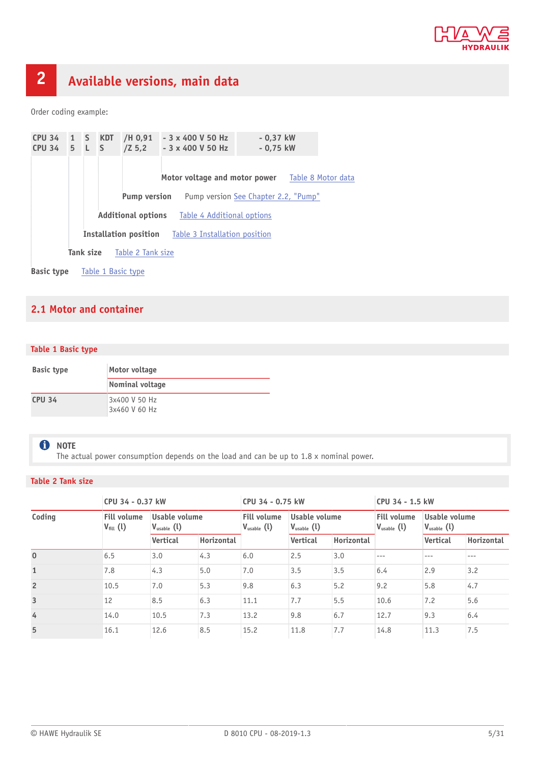# 2 Available versions, main data

Order coding example:

| CPU 34 | 1 | S | KDT | /H 0,91 | - 3 x 400 V 50 Hz | - 0,37 kW |
|---|---|---|---|---|---|---|
| CPU 34 | 5 | L | S | /Z 5,2 | - 3 x 400 V 50 Hz | - 0,75 kW |

- **Motor voltage and motor power** — Table 8 Motor data
- **Pump version** — Pump version See Chapter 2.2, "Pump"
- **Additional options** — Table 4 Additional options
- **Installation position** — Table 3 Installation position
- **Tank size** — Table 2 Tank size
- **Basic type** — Table 1 Basic type

## 2.1 Motor and container

**Table 1 Basic type**

| Basic type | Motor voltage |
|---|---|
| | Nominal voltage |
| CPU 34 | 3x400 V 50 Hz<br>3x460 V 60 Hz |

> **NOTE**
> The actual power consumption depends on the load and can be up to 1.8 x nominal power.

**Table 2 Tank size**

| | CPU 34 - 0.37 kW | | | CPU 34 - 0.75 kW | | | CPU 34 - 1.5 kW | | |
|---|---|---|---|---|---|---|---|---|---|
| Coding | Fill volume $V_{fill}$ (l) | Usable volume $V_{usable}$ (l) | | Fill volume $V_{usable}$ (l) | Usable volume $V_{usable}$ (l) | | Fill volume $V_{usable}$ (l) | Usable volume $V_{usable}$ (l) | |
| | | Vertical | Horizontal | | Vertical | Horizontal | | Vertical | Horizontal |
| 0 | 6.5 | 3.0 | 4.3 | 6.0 | 2.5 | 3.0 | --- | --- | --- |
| 1 | 7.8 | 4.3 | 5.0 | 7.0 | 3.5 | 3.5 | 6.4 | 2.9 | 3.2 |
| 2 | 10.5 | 7.0 | 5.3 | 9.8 | 6.3 | 5.2 | 9.2 | 5.8 | 4.7 |
| 3 | 12 | 8.5 | 6.3 | 11.1 | 7.7 | 5.5 | 10.6 | 7.2 | 5.6 |
| 4 | 14.0 | 10.5 | 7.3 | 13.2 | 9.8 | 6.7 | 12.7 | 9.3 | 6.4 |
| 5 | 16.1 | 12.6 | 8.5 | 15.2 | 11.8 | 7.7 | 14.8 | 11.3 | 7.5 |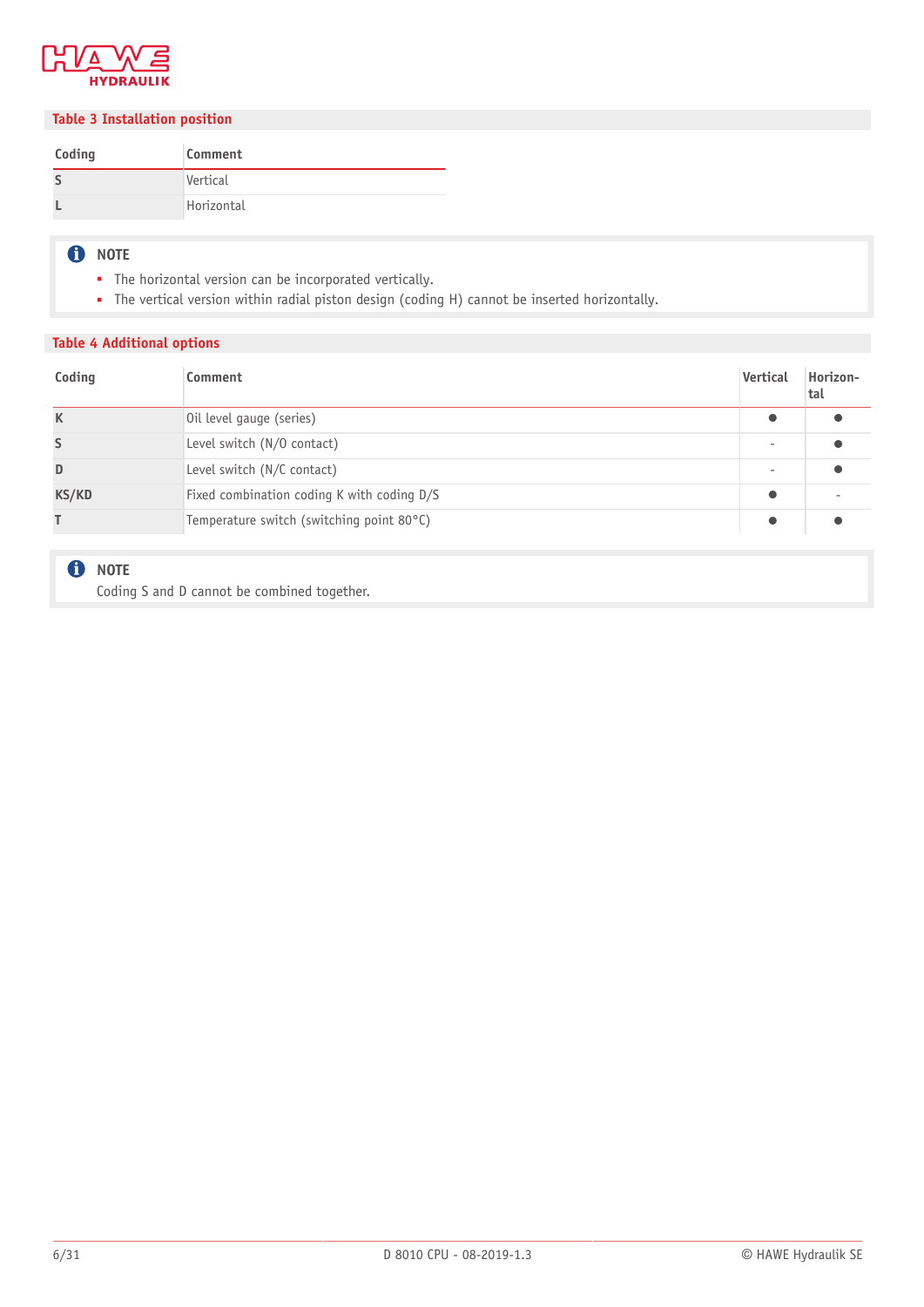## Table 3 Installation position

| Coding | Comment |
|---|---|
| S | Vertical |
| L | Horizontal |

> **NOTE**
> - The horizontal version can be incorporated vertically.
> - The vertical version within radial piston design (coding H) cannot be inserted horizontally.

## Table 4 Additional options

| Coding | Comment | Vertical | Horizon-tal |
|---|---|---|---|
| K | Oil level gauge (series) | ● | ● |
| S | Level switch (N/O contact) | - | ● |
| D | Level switch (N/C contact) | - | ● |
| KS/KD | Fixed combination coding K with coding D/S | ● | - |
| T | Temperature switch (switching point 80°C) | ● | ● |

> **NOTE**
> Coding S and D cannot be combined together.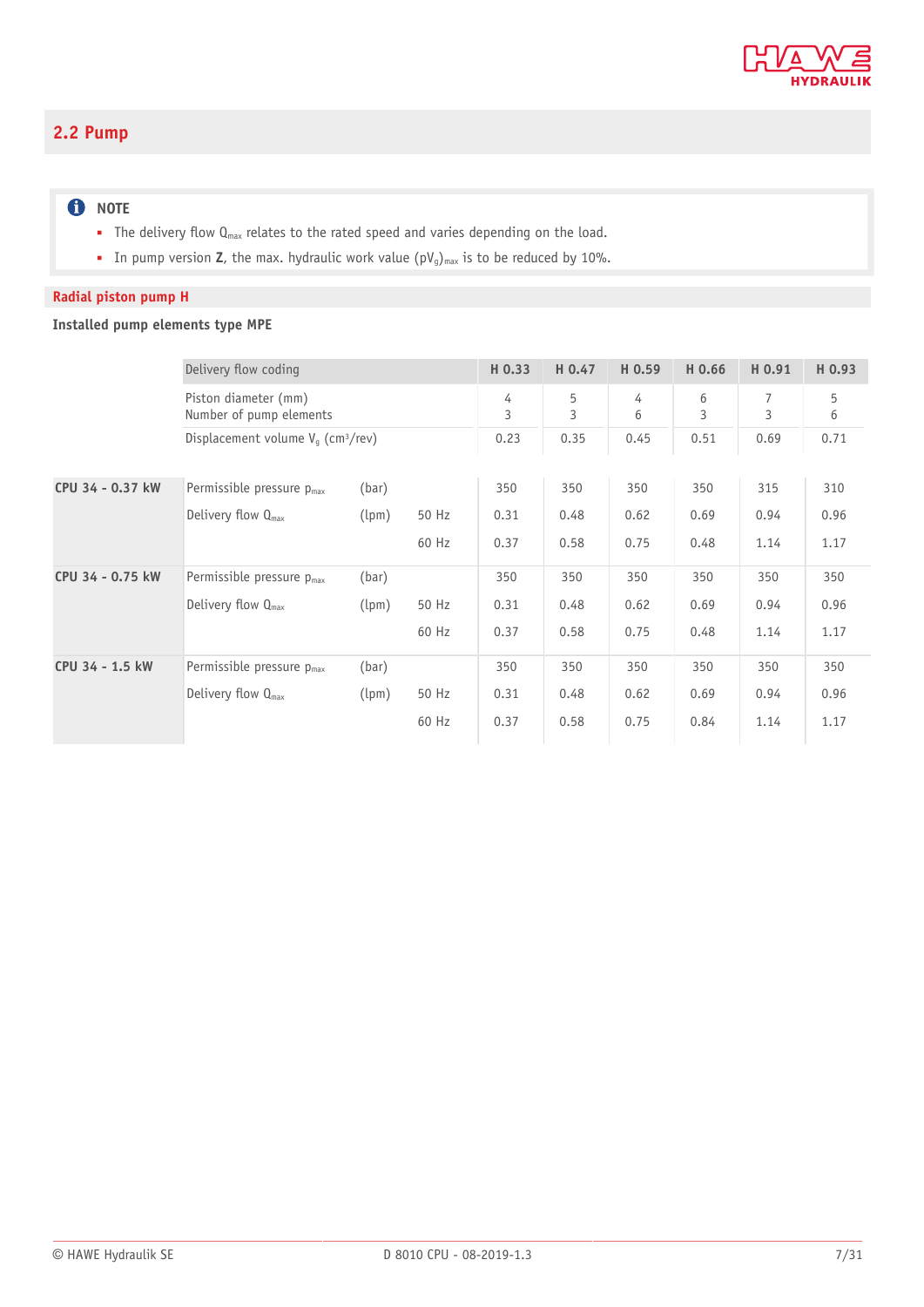## 2.2 Pump

**NOTE**

- The delivery flow $Q_{max}$ relates to the rated speed and varies depending on the load.
- In pump version **Z**, the max. hydraulic work value $(pV_g)_{max}$ is to be reduced by 10%.

### Radial piston pump H

**Installed pump elements type MPE**

| | Delivery flow coding | | | H 0.33 | H 0.47 | H 0.59 | H 0.66 | H 0.91 | H 0.93 |
|---|---|---|---|---|---|---|---|---|---|
| | Piston diameter (mm) | | | 4 | 5 | 4 | 6 | 7 | 5 |
| | Number of pump elements | | | 3 | 3 | 6 | 3 | 3 | 6 |
| | Displacement volume $V_g$ (cm³/rev) | | | 0.23 | 0.35 | 0.45 | 0.51 | 0.69 | 0.71 |
| **CPU 34 - 0.37 kW** | Permissible pressure $p_{max}$ | (bar) | | 350 | 350 | 350 | 350 | 315 | 310 |
| | Delivery flow $Q_{max}$ | (lpm) | 50 Hz | 0.31 | 0.48 | 0.62 | 0.69 | 0.94 | 0.96 |
| | | | 60 Hz | 0.37 | 0.58 | 0.75 | 0.48 | 1.14 | 1.17 |
| **CPU 34 - 0.75 kW** | Permissible pressure $p_{max}$ | (bar) | | 350 | 350 | 350 | 350 | 350 | 350 |
| | Delivery flow $Q_{max}$ | (lpm) | 50 Hz | 0.31 | 0.48 | 0.62 | 0.69 | 0.94 | 0.96 |
| | | | 60 Hz | 0.37 | 0.58 | 0.75 | 0.48 | 1.14 | 1.17 |
| **CPU 34 - 1.5 kW** | Permissible pressure $p_{max}$ | (bar) | | 350 | 350 | 350 | 350 | 350 | 350 |
| | Delivery flow $Q_{max}$ | (lpm) | 50 Hz | 0.31 | 0.48 | 0.62 | 0.69 | 0.94 | 0.96 |
| | | | 60 Hz | 0.37 | 0.58 | 0.75 | 0.84 | 1.14 | 1.17 |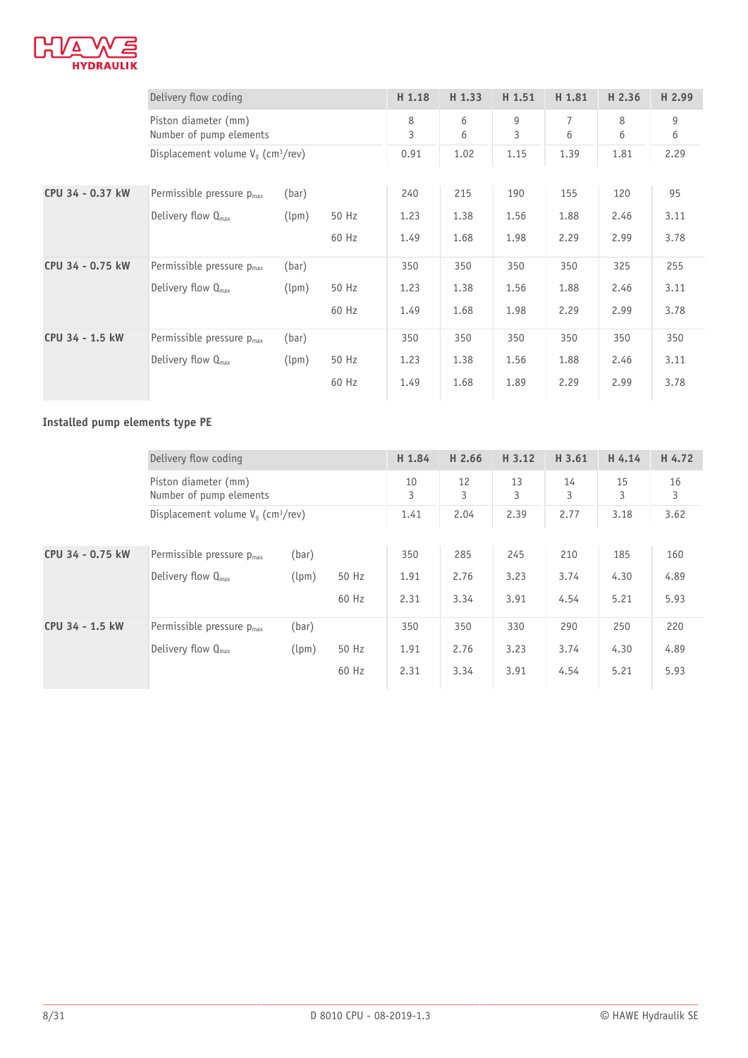| | Delivery flow coding | | | H 1.18 | H 1.33 | H 1.51 | H 1.81 | H 2.36 | H 2.99 |
|---|---|---|---|---|---|---|---|---|---|
| | Piston diameter (mm)<br>Number of pump elements | | | 8<br>3 | 6<br>6 | 9<br>3 | 7<br>6 | 8<br>6 | 9<br>6 |
| | Displacement volume $V_g$ (cm³/rev) | | | 0.91 | 1.02 | 1.15 | 1.39 | 1.81 | 2.29 |
| **CPU 34 - 0.37 kW** | Permissible pressure $p_{max}$ | (bar) | | 240 | 215 | 190 | 155 | 120 | 95 |
| | Delivery flow $Q_{max}$ | (lpm) | 50 Hz | 1.23 | 1.38 | 1.56 | 1.88 | 2.46 | 3.11 |
| | | | 60 Hz | 1.49 | 1.68 | 1.98 | 2.29 | 2.99 | 3.78 |
| **CPU 34 - 0.75 kW** | Permissible pressure $p_{max}$ | (bar) | | 350 | 350 | 350 | 350 | 325 | 255 |
| | Delivery flow $Q_{max}$ | (lpm) | 50 Hz | 1.23 | 1.38 | 1.56 | 1.88 | 2.46 | 3.11 |
| | | | 60 Hz | 1.49 | 1.68 | 1.98 | 2.29 | 2.99 | 3.78 |
| **CPU 34 - 1.5 kW** | Permissible pressure $p_{max}$ | (bar) | | 350 | 350 | 350 | 350 | 350 | 350 |
| | Delivery flow $Q_{max}$ | (lpm) | 50 Hz | 1.23 | 1.38 | 1.56 | 1.88 | 2.46 | 3.11 |
| | | | 60 Hz | 1.49 | 1.68 | 1.89 | 2.29 | 2.99 | 3.78 |

**Installed pump elements type PE**

| | Delivery flow coding | | | H 1.84 | H 2.66 | H 3.12 | H 3.61 | H 4.14 | H 4.72 |
|---|---|---|---|---|---|---|---|---|---|
| | Piston diameter (mm)<br>Number of pump elements | | | 10<br>3 | 12<br>3 | 13<br>3 | 14<br>3 | 15<br>3 | 16<br>3 |
| | Displacement volume $V_g$ (cm³/rev) | | | 1.41 | 2.04 | 2.39 | 2.77 | 3.18 | 3.62 |
| **CPU 34 - 0.75 kW** | Permissible pressure $p_{max}$ | (bar) | | 350 | 285 | 245 | 210 | 185 | 160 |
| | Delivery flow $Q_{max}$ | (lpm) | 50 Hz | 1.91 | 2.76 | 3.23 | 3.74 | 4.30 | 4.89 |
| | | | 60 Hz | 2.31 | 3.34 | 3.91 | 4.54 | 5.21 | 5.93 |
| **CPU 34 - 1.5 kW** | Permissible pressure $p_{max}$ | (bar) | | 350 | 350 | 330 | 290 | 250 | 220 |
| | Delivery flow $Q_{max}$ | (lpm) | 50 Hz | 1.91 | 2.76 | 3.23 | 3.74 | 4.30 | 4.89 |
| | | | 60 Hz | 2.31 | 3.34 | 3.91 | 4.54 | 5.21 | 5.93 |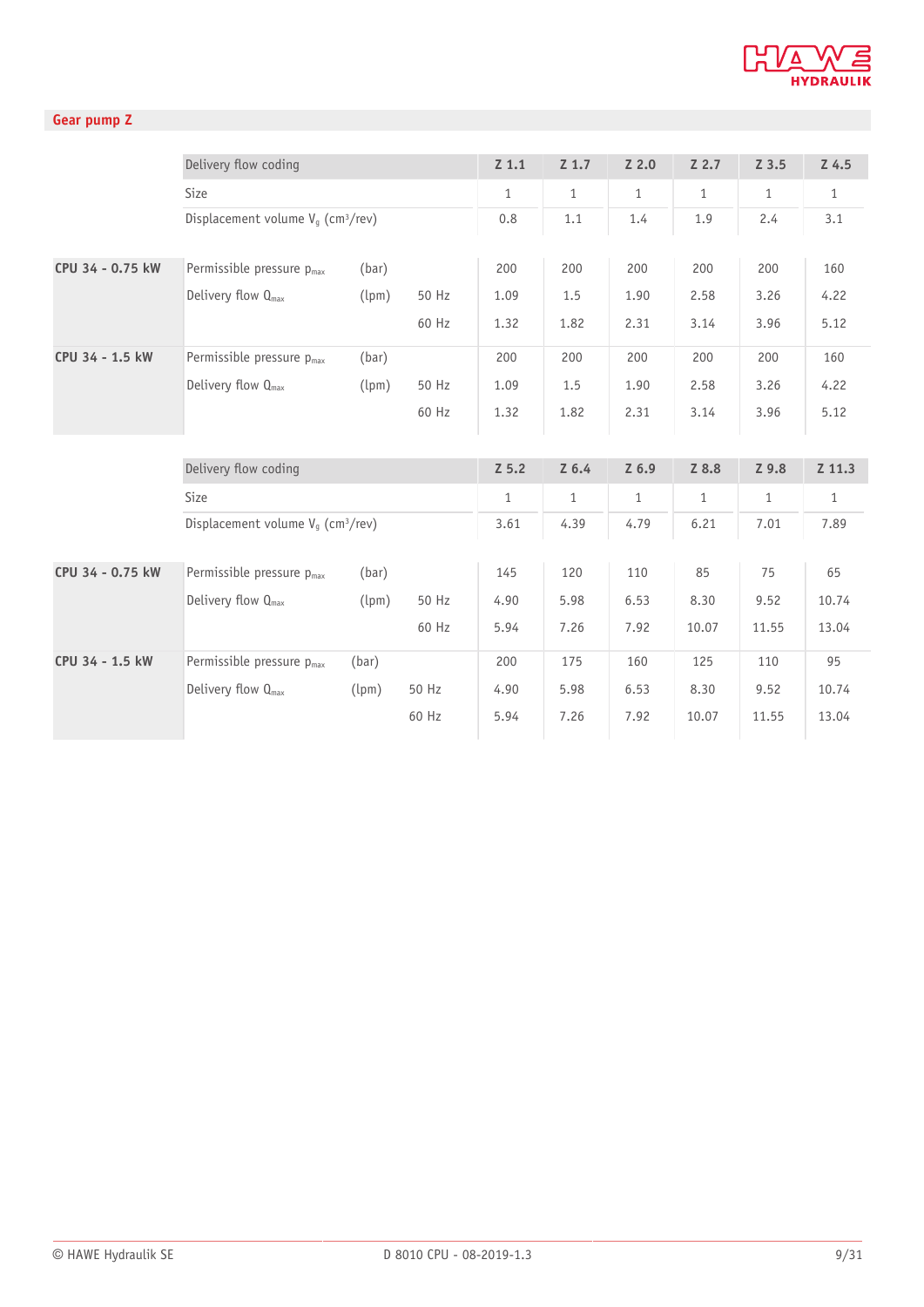## Gear pump Z

| | Delivery flow coding | | | Z 1.1 | Z 1.7 | Z 2.0 | Z 2.7 | Z 3.5 | Z 4.5 |
|---|---|---|---|---|---|---|---|---|---|
| | Size | | | 1 | 1 | 1 | 1 | 1 | 1 |
| | Displacement volume $V_g$ (cm³/rev) | | | 0.8 | 1.1 | 1.4 | 1.9 | 2.4 | 3.1 |
| **CPU 34 - 0.75 kW** | Permissible pressure $p_{max}$ | (bar) | | 200 | 200 | 200 | 200 | 200 | 160 |
| | Delivery flow $Q_{max}$ | (lpm) | 50 Hz | 1.09 | 1.5 | 1.90 | 2.58 | 3.26 | 4.22 |
| | | | 60 Hz | 1.32 | 1.82 | 2.31 | 3.14 | 3.96 | 5.12 |
| **CPU 34 - 1.5 kW** | Permissible pressure $p_{max}$ | (bar) | | 200 | 200 | 200 | 200 | 200 | 160 |
| | Delivery flow $Q_{max}$ | (lpm) | 50 Hz | 1.09 | 1.5 | 1.90 | 2.58 | 3.26 | 4.22 |
| | | | 60 Hz | 1.32 | 1.82 | 2.31 | 3.14 | 3.96 | 5.12 |

| | Delivery flow coding | | | Z 5.2 | Z 6.4 | Z 6.9 | Z 8.8 | Z 9.8 | Z 11.3 |
|---|---|---|---|---|---|---|---|---|---|
| | Size | | | 1 | 1 | 1 | 1 | 1 | 1 |
| | Displacement volume $V_g$ (cm³/rev) | | | 3.61 | 4.39 | 4.79 | 6.21 | 7.01 | 7.89 |
| **CPU 34 - 0.75 kW** | Permissible pressure $p_{max}$ | (bar) | | 145 | 120 | 110 | 85 | 75 | 65 |
| | Delivery flow $Q_{max}$ | (lpm) | 50 Hz | 4.90 | 5.98 | 6.53 | 8.30 | 9.52 | 10.74 |
| | | | 60 Hz | 5.94 | 7.26 | 7.92 | 10.07 | 11.55 | 13.04 |
| **CPU 34 - 1.5 kW** | Permissible pressure $p_{max}$ | (bar) | | 200 | 175 | 160 | 125 | 110 | 95 |
| | Delivery flow $Q_{max}$ | (lpm) | 50 Hz | 4.90 | 5.98 | 6.53 | 8.30 | 9.52 | 10.74 |
| | | | 60 Hz | 5.94 | 7.26 | 7.92 | 10.07 | 11.55 | 13.04 |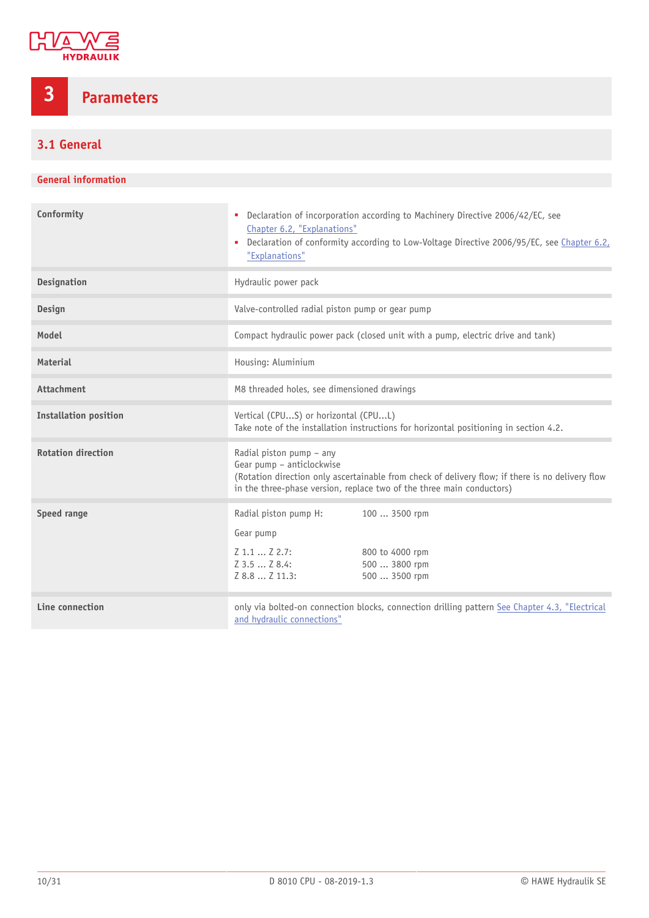# 3 Parameters

## 3.1 General

### General information

| | |
|---|---|
| **Conformity** | ▪ Declaration of incorporation according to Machinery Directive 2006/42/EC, see Chapter 6.2, "Explanations"<br>▪ Declaration of conformity according to Low-Voltage Directive 2006/95/EC, see Chapter 6.2, "Explanations" |
| **Designation** | Hydraulic power pack |
| **Design** | Valve-controlled radial piston pump or gear pump |
| **Model** | Compact hydraulic power pack (closed unit with a pump, electric drive and tank) |
| **Material** | Housing: Aluminium |
| **Attachment** | M8 threaded holes, see dimensioned drawings |
| **Installation position** | Vertical (CPU...S) or horizontal (CPU...L)<br>Take note of the installation instructions for horizontal positioning in section 4.2. |
| **Rotation direction** | Radial piston pump – any<br>Gear pump – anticlockwise<br>(Rotation direction only ascertainable from check of delivery flow; if there is no delivery flow in the three-phase version, replace two of the three main conductors) |
| **Speed range** | Radial piston pump H: 100 ... 3500 rpm<br><br>Gear pump<br><br>Z 1.1 ... Z 2.7: 800 to 4000 rpm<br>Z 3.5 ... Z 8.4: 500 ... 3800 rpm<br>Z 8.8 ... Z 11.3: 500 ... 3500 rpm |
| **Line connection** | only via bolted-on connection blocks, connection drilling pattern See Chapter 4.3, "Electrical and hydraulic connections" |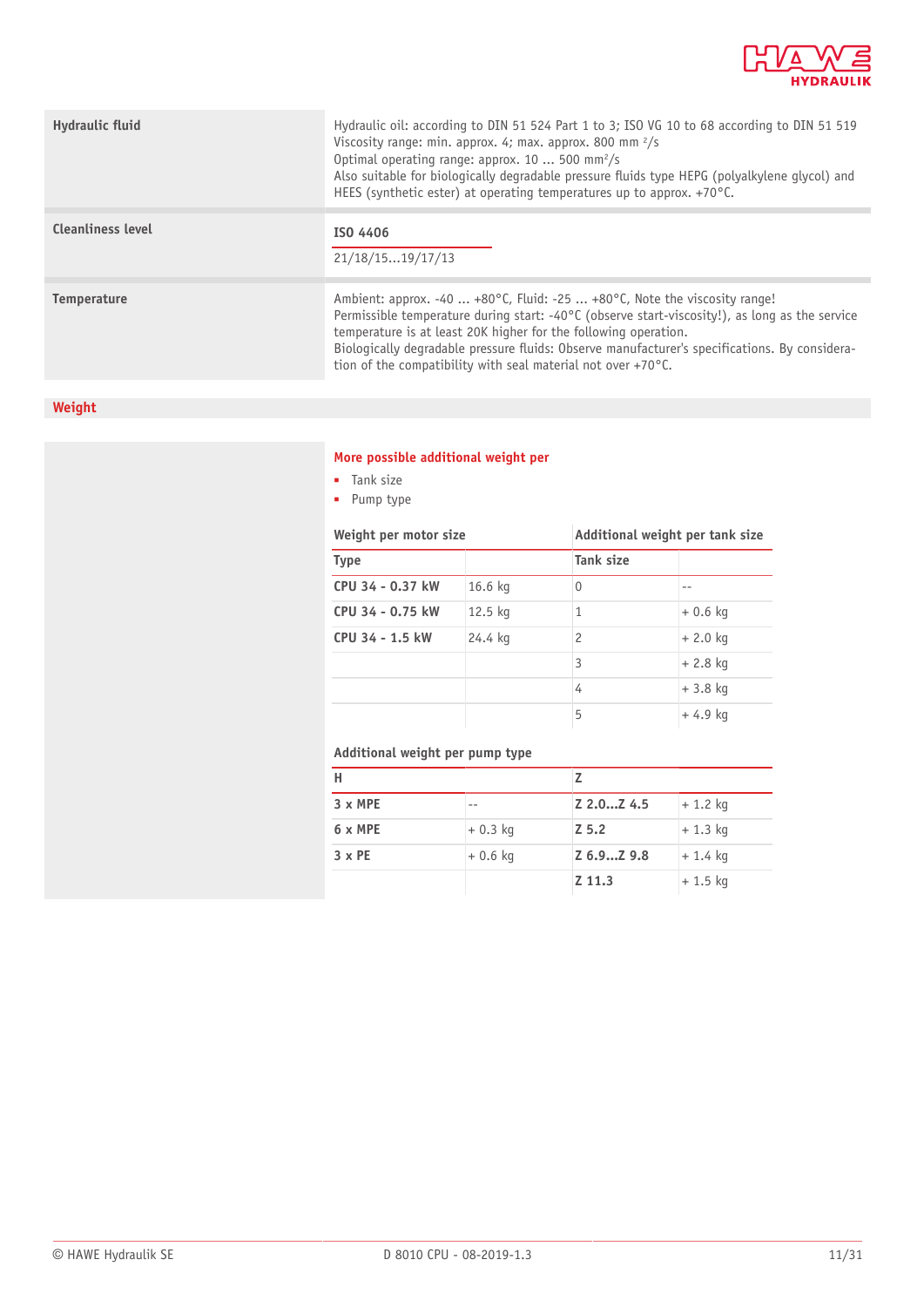| | |
|---|---|
| **Hydraulic fluid** | Hydraulic oil: according to DIN 51 524 Part 1 to 3; ISO VG 10 to 68 according to DIN 51 519<br>Viscosity range: min. approx. 4; max. approx. 800 mm $^2$/s<br>Optimal operating range: approx. 10 ... 500 mm$^2$/s<br>Also suitable for biologically degradable pressure fluids type HEPG (polyalkylene glycol) and HEES (synthetic ester) at operating temperatures up to approx. +70°C. |
| **Cleanliness level** | **ISO 4406**<br>21/18/15...19/17/13 |
| **Temperature** | Ambient: approx. -40 ... +80°C, Fluid: -25 ... +80°C, Note the viscosity range!<br>Permissible temperature during start: -40°C (observe start-viscosity!), as long as the service temperature is at least 20K higher for the following operation.<br>Biologically degradable pressure fluids: Observe manufacturer's specifications. By consideration of the compatibility with seal material not over +70°C. |

## Weight

**More possible additional weight per**

- Tank size
- Pump type

| Weight per motor size | | Additional weight per tank size | |
|---|---|---|---|
| **Type** | | **Tank size** | |
| **CPU 34 - 0.37 kW** | 16.6 kg | 0 | -- |
| **CPU 34 - 0.75 kW** | 12.5 kg | 1 | + 0.6 kg |
| **CPU 34 - 1.5 kW** | 24.4 kg | 2 | + 2.0 kg |
| | | 3 | + 2.8 kg |
| | | 4 | + 3.8 kg |
| | | 5 | + 4.9 kg |

**Additional weight per pump type**

| H | | Z | |
|---|---|---|---|
| **3 x MPE** | -- | **Z 2.0...Z 4.5** | + 1.2 kg |
| **6 x MPE** | + 0.3 kg | **Z 5.2** | + 1.3 kg |
| **3 x PE** | + 0.6 kg | **Z 6.9...Z 9.8** | + 1.4 kg |
| | | **Z 11.3** | + 1.5 kg |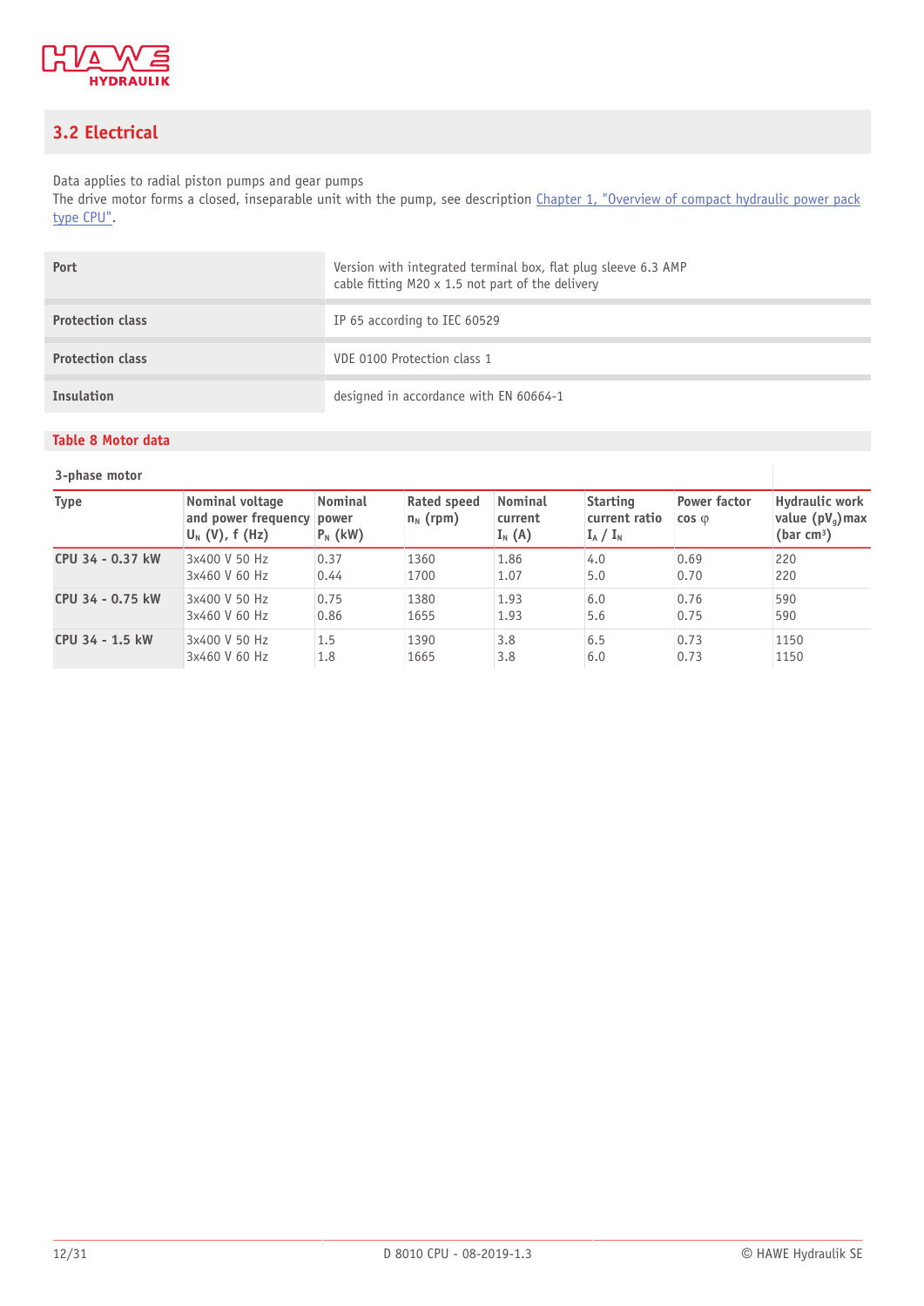## 3.2 Electrical

Data applies to radial piston pumps and gear pumps
The drive motor forms a closed, inseparable unit with the pump, see description Chapter 1, "Overview of compact hydraulic power pack type CPU".

| | |
|---|---|
| **Port** | Version with integrated terminal box, flat plug sleeve 6.3 AMP<br>cable fitting M20 x 1.5 not part of the delivery |
| **Protection class** | IP 65 according to IEC 60529 |
| **Protection class** | VDE 0100 Protection class 1 |
| **Insulation** | designed in accordance with EN 60664-1 |

**Table 8 Motor data**

**3-phase motor**

| Type | Nominal voltage and power frequency $U_N$ (V), f (Hz) | Nominal power $P_N$ (kW) | Rated speed $n_N$ (rpm) | Nominal current $I_N$ (A) | Starting current ratio $I_A$ / $I_N$ | Power factor cos φ | Hydraulic work value $(pV_g)$max (bar cm³) |
|---|---|---|---|---|---|---|---|
| **CPU 34 - 0.37 kW** | 3x400 V 50 Hz<br>3x460 V 60 Hz | 0.37<br>0.44 | 1360<br>1700 | 1.86<br>1.07 | 4.0<br>5.0 | 0.69<br>0.70 | 220<br>220 |
| **CPU 34 - 0.75 kW** | 3x400 V 50 Hz<br>3x460 V 60 Hz | 0.75<br>0.86 | 1380<br>1655 | 1.93<br>1.93 | 6.0<br>5.6 | 0.76<br>0.75 | 590<br>590 |
| **CPU 34 - 1.5 kW** | 3x400 V 50 Hz<br>3x460 V 60 Hz | 1.5<br>1.8 | 1390<br>1665 | 3.8<br>3.8 | 6.5<br>6.0 | 0.73<br>0.73 | 1150<br>1150 |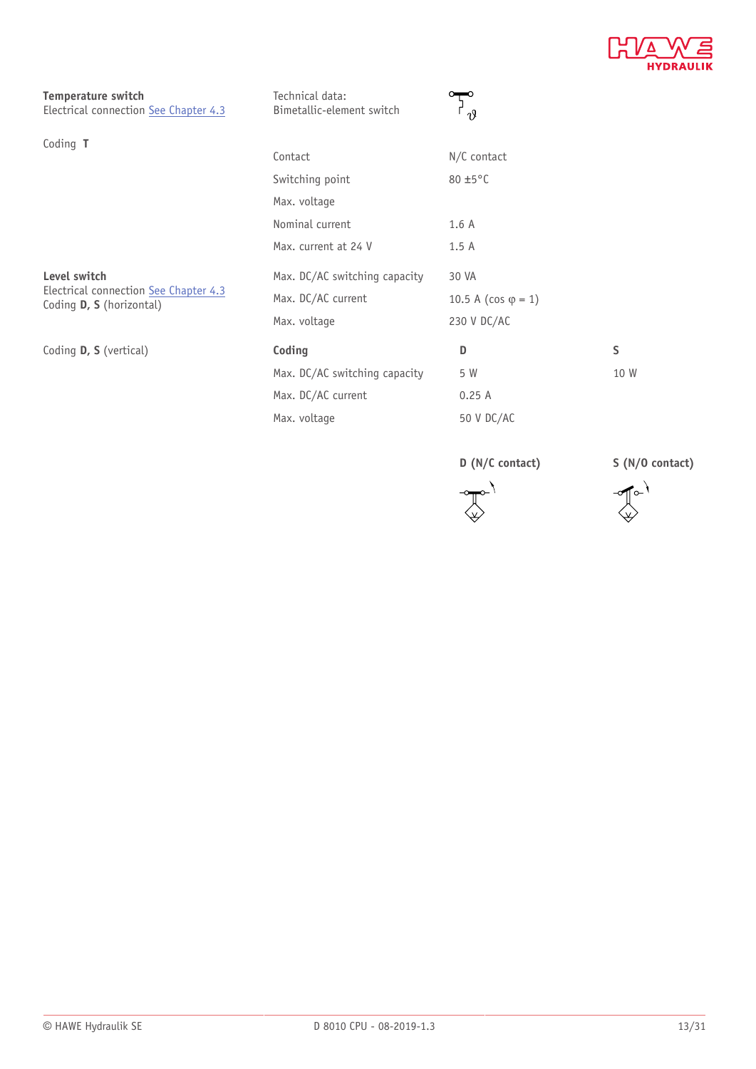**Temperature switch**
Electrical connection See Chapter 4.3

Coding **T**

Technical data:
Bimetallic-element switch

| | |
|---|---|
| Contact | N/C contact |
| Switching point | 80 ±5°C |
| Max. voltage | |
| Nominal current | 1.6 A |
| Max. current at 24 V | 1.5 A |

**Level switch**
Electrical connection See Chapter 4.3
Coding **D, S** (horizontal)

| | |
|---|---|
| Max. DC/AC switching capacity | 30 VA |
| Max. DC/AC current | 10.5 A (cos φ = 1) |
| Max. voltage | 230 V DC/AC |

Coding **D, S** (vertical)

| **Coding** | **D** | **S** |
|---|---|---|
| Max. DC/AC switching capacity | 5 W | 10 W |
| Max. DC/AC current | 0.25 A | |
| Max. voltage | 50 V DC/AC | |

**D (N/C contact)** **S (N/O contact)**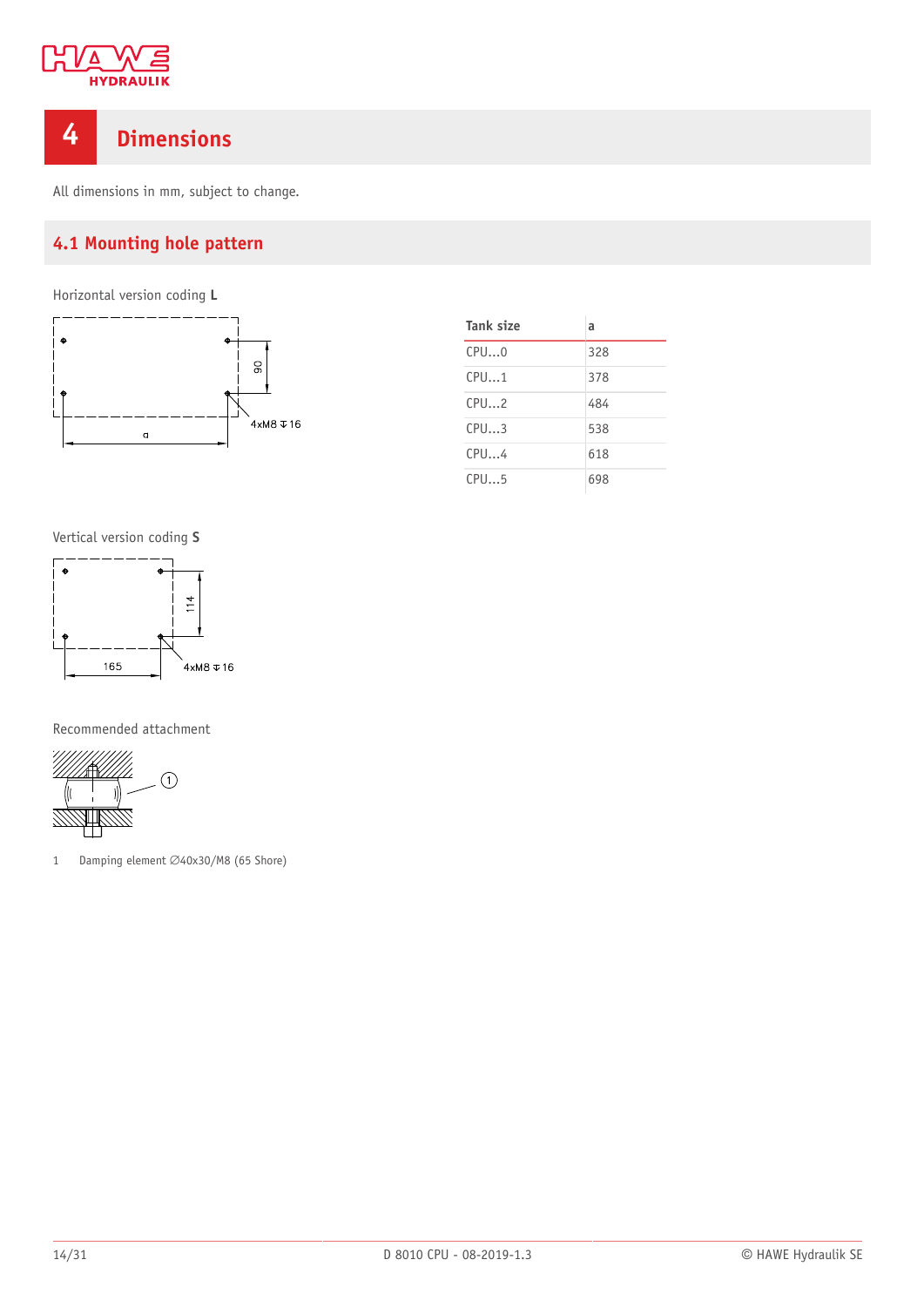# 4 Dimensions

All dimensions in mm, subject to change.

## 4.1 Mounting hole pattern

Horizontal version coding **L**

| Tank size | a |
|---|---|
| CPU...0 | 328 |
| CPU...1 | 378 |
| CPU...2 | 484 |
| CPU...3 | 538 |
| CPU...4 | 618 |
| CPU...5 | 698 |

Vertical version coding **S**

Recommended attachment

1 Damping element ∅40x30/M8 (65 Shore)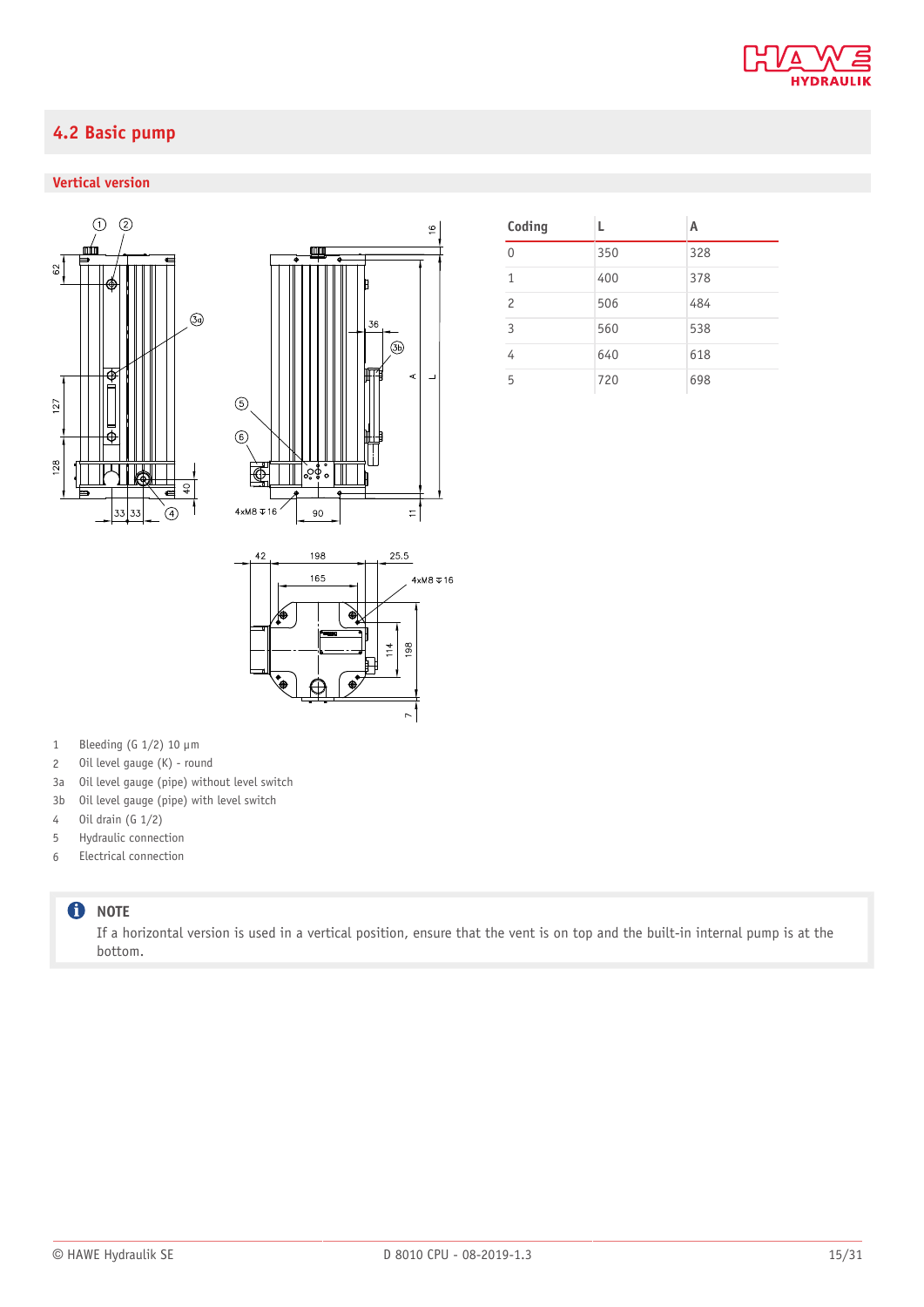## 4.2 Basic pump

### Vertical version

| Coding | L | A |
|---|---|---|
| 0 | 350 | 328 |
| 1 | 400 | 378 |
| 2 | 506 | 484 |
| 3 | 560 | 538 |
| 4 | 640 | 618 |
| 5 | 720 | 698 |

1 Bleeding (G 1/2) 10 µm
2 Oil level gauge (K) - round
3a Oil level gauge (pipe) without level switch
3b Oil level gauge (pipe) with level switch
4 Oil drain (G 1/2)
5 Hydraulic connection
6 Electrical connection

**NOTE**
If a horizontal version is used in a vertical position, ensure that the vent is on top and the built-in internal pump is at the bottom.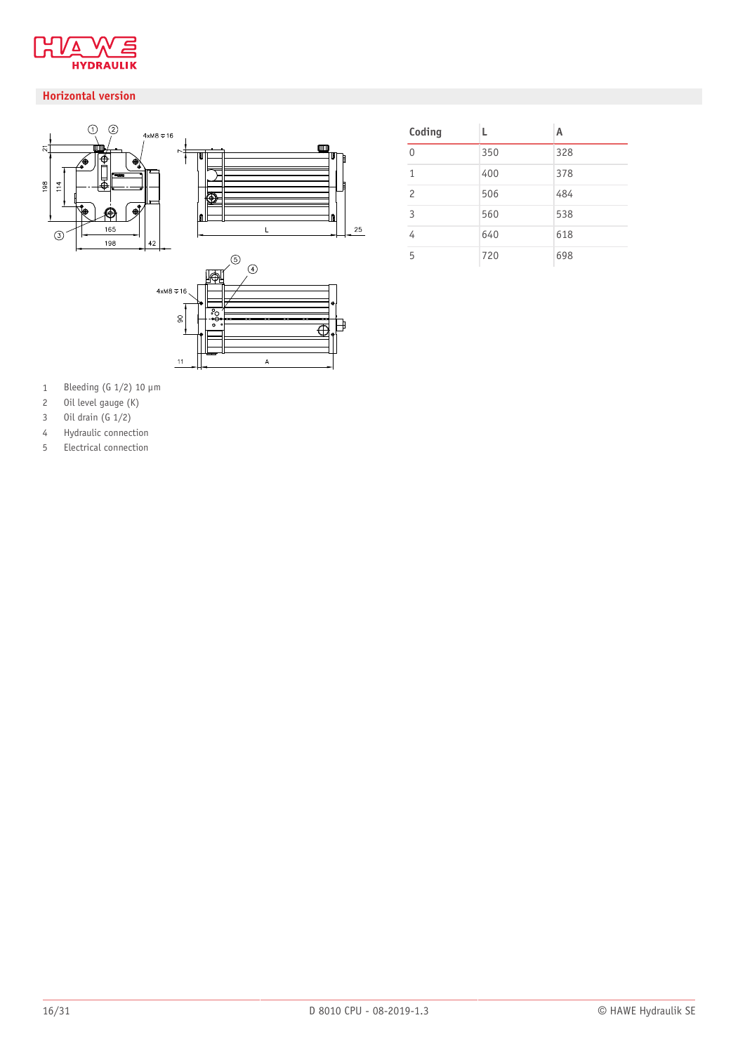## Horizontal version

| Coding | L | A |
|---|---|---|
| 0 | 350 | 328 |
| 1 | 400 | 378 |
| 2 | 506 | 484 |
| 3 | 560 | 538 |
| 4 | 640 | 618 |
| 5 | 720 | 698 |

1. Bleeding (G 1/2) 10 µm
2. Oil level gauge (K)
3. Oil drain (G 1/2)
4. Hydraulic connection
5. Electrical connection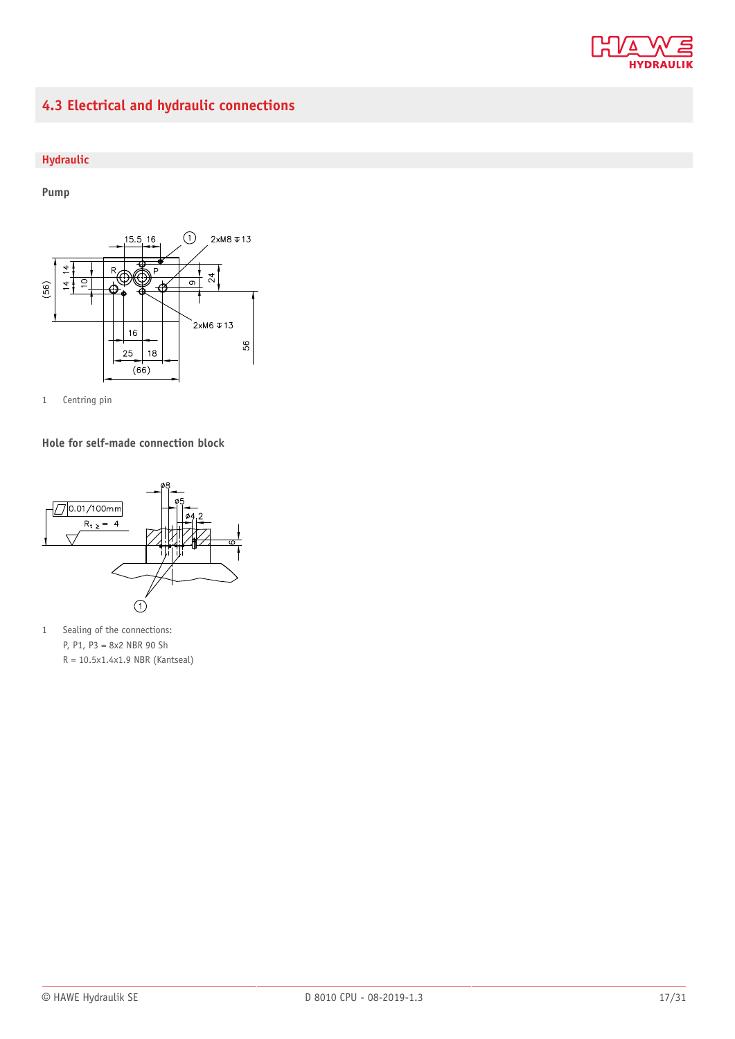## 4.3 Electrical and hydraulic connections

### Hydraulic

#### Pump

1 Centring pin

#### Hole for self-made connection block

1 Sealing of the connections:
P, P1, P3 = 8x2 NBR 90 Sh
R = 10.5x1.4x1.9 NBR (Kantseal)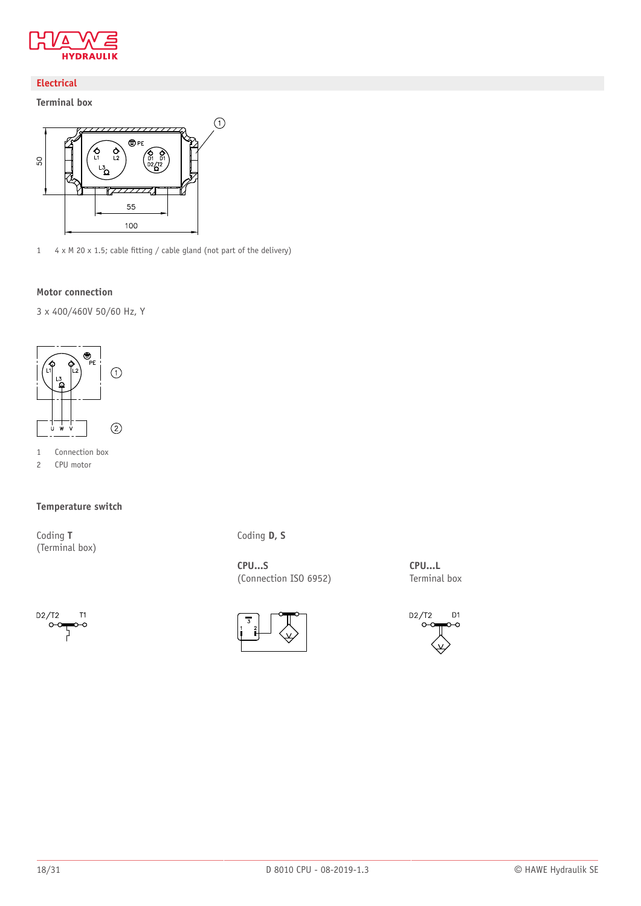## Electrical

### Terminal box

1 4 x M 20 x 1.5; cable fitting / cable gland (not part of the delivery)

### Motor connection

3 x 400/460V 50/60 Hz, Y

1 Connection box
2 CPU motor

### Temperature switch

Coding **T**
(Terminal box)

Coding **D, S**

**CPU...S**
(Connection ISO 6952)

**CPU...L**
Terminal box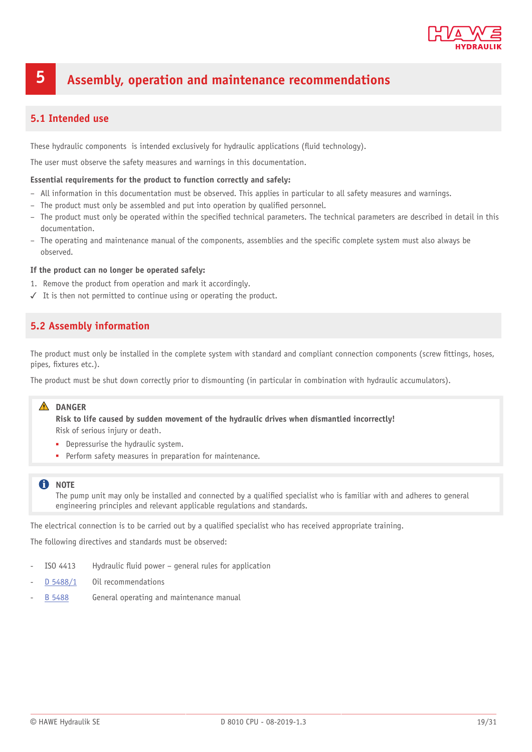# 5 Assembly, operation and maintenance recommendations

## 5.1 Intended use

These hydraulic components  is intended exclusively for hydraulic applications (fluid technology).

The user must observe the safety measures and warnings in this documentation.

**Essential requirements for the product to function correctly and safely:**

- All information in this documentation must be observed. This applies in particular to all safety measures and warnings.
- The product must only be assembled and put into operation by qualified personnel.
- The product must only be operated within the specified technical parameters. The technical parameters are described in detail in this documentation.
- The operating and maintenance manual of the components, assemblies and the specific complete system must also always be observed.

**If the product can no longer be operated safely:**

1. Remove the product from operation and mark it accordingly.

✓ It is then not permitted to continue using or operating the product.

## 5.2 Assembly information

The product must only be installed in the complete system with standard and compliant connection components (screw fittings, hoses, pipes, fixtures etc.).

The product must be shut down correctly prior to dismounting (in particular in combination with hydraulic accumulators).

> ⚠ **DANGER**
> **Risk to life caused by sudden movement of the hydraulic drives when dismantled incorrectly!**
> Risk of serious injury or death.
> - Depressurise the hydraulic system.
> - Perform safety measures in preparation for maintenance.

> ℹ **NOTE**
> The pump unit may only be installed and connected by a qualified specialist who is familiar with and adheres to general engineering principles and relevant applicable regulations and standards.

The electrical connection is to be carried out by a qualified specialist who has received appropriate training.

The following directives and standards must be observed:

- ISO 4413 Hydraulic fluid power – general rules for application
- D 5488/1 Oil recommendations
- B 5488 General operating and maintenance manual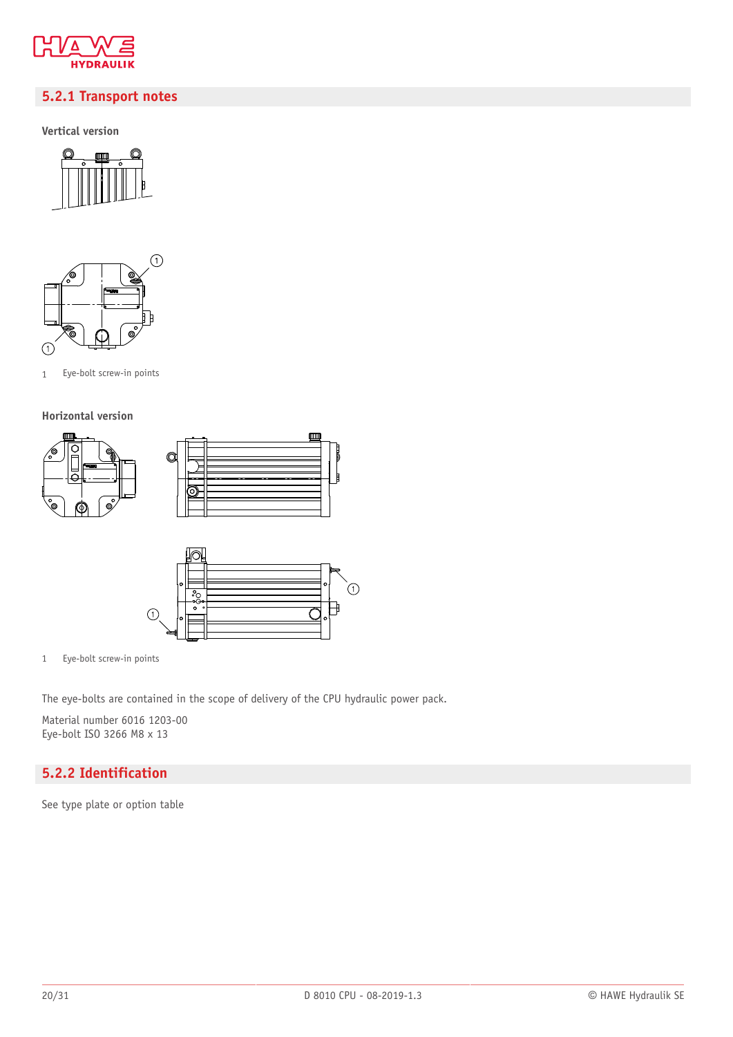## 5.2.1 Transport notes

**Vertical version**

1 Eye-bolt screw-in points

**Horizontal version**

1 Eye-bolt screw-in points

The eye-bolts are contained in the scope of delivery of the CPU hydraulic power pack.

Material number 6016 1203-00
Eye-bolt ISO 3266 M8 x 13

## 5.2.2 Identification

See type plate or option table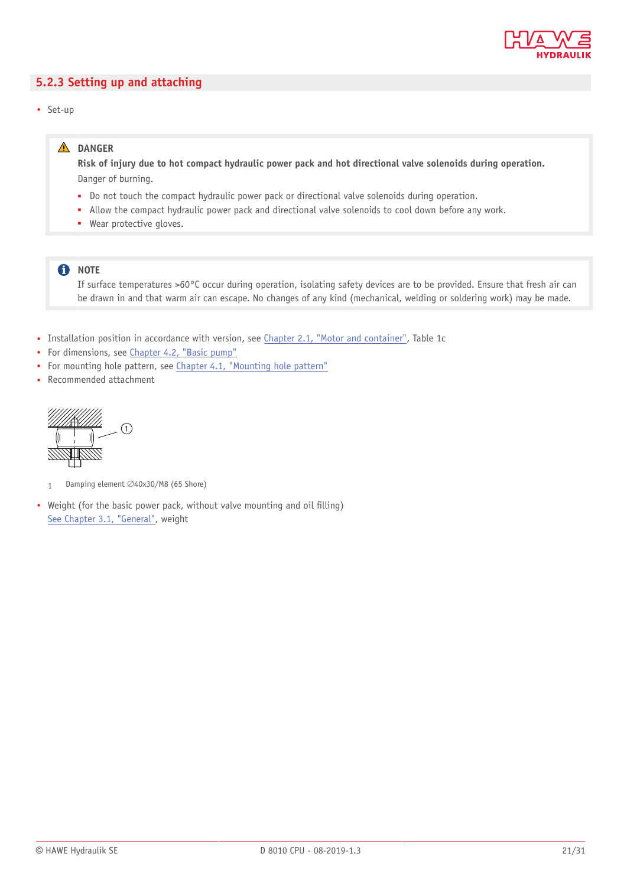### 5.2.3 Setting up and attaching

- Set-up

> ⚠ **DANGER**
>
> **Risk of injury due to hot compact hydraulic power pack and hot directional valve solenoids during operation.**
>
> Danger of burning.
>
> - Do not touch the compact hydraulic power pack or directional valve solenoids during operation.
> - Allow the compact hydraulic power pack and directional valve solenoids to cool down before any work.
> - Wear protective gloves.

> **NOTE**
>
> If surface temperatures >60°C occur during operation, isolating safety devices are to be provided. Ensure that fresh air can be drawn in and that warm air can escape. No changes of any kind (mechanical, welding or soldering work) may be made.

- Installation position in accordance with version, see Chapter 2.1, "Motor and container", Table 1c
- For dimensions, see Chapter 4.2, "Basic pump"
- For mounting hole pattern, see Chapter 4.1, "Mounting hole pattern"
- Recommended attachment

1 Damping element ∅40x30/M8 (65 Shore)

- Weight (for the basic power pack, without valve mounting and oil filling)
  See Chapter 3.1, "General", weight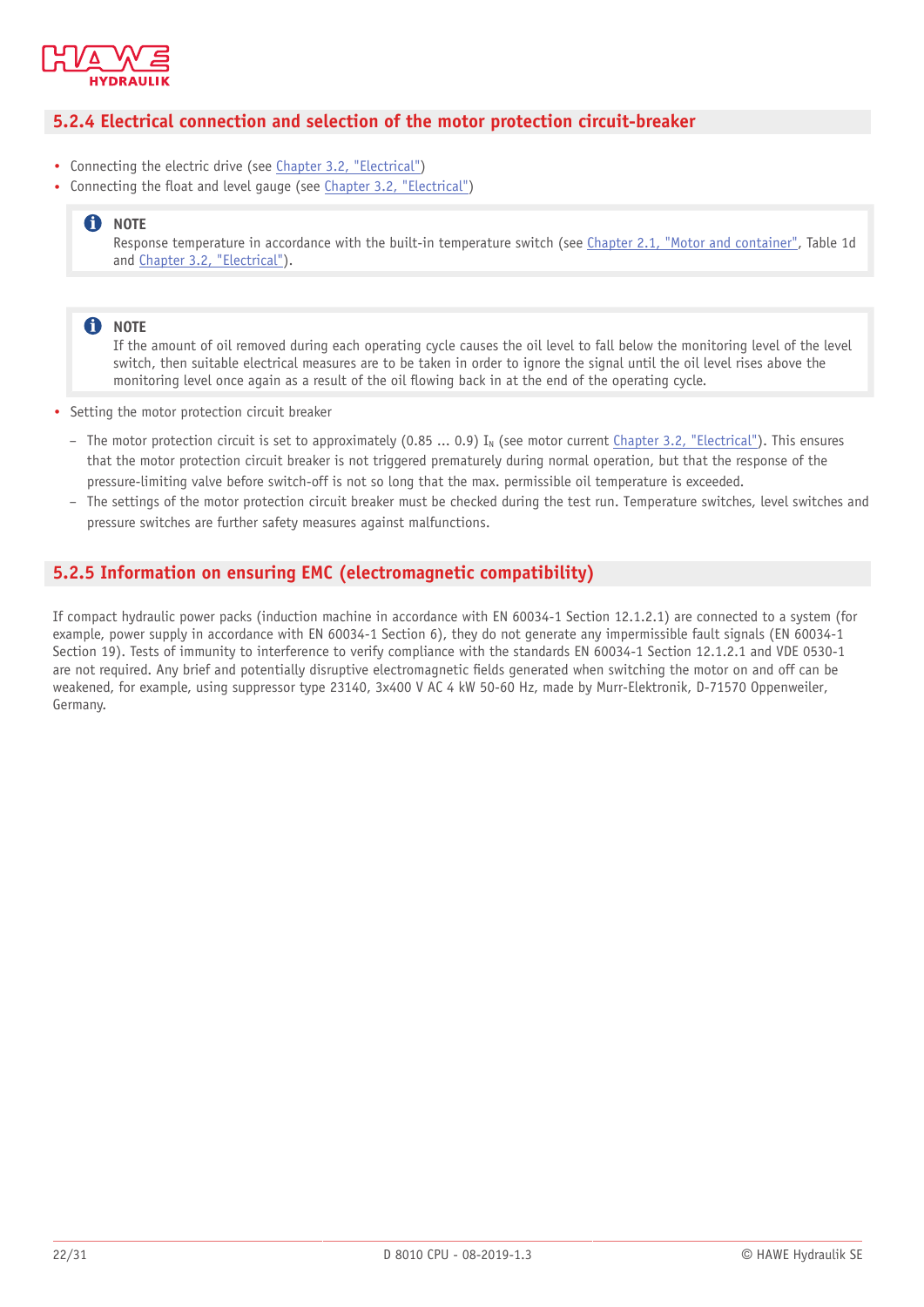## 5.2.4 Electrical connection and selection of the motor protection circuit-breaker

- Connecting the electric drive (see Chapter 3.2, "Electrical")
- Connecting the float and level gauge (see Chapter 3.2, "Electrical")

> **NOTE**
> Response temperature in accordance with the built-in temperature switch (see Chapter 2.1, "Motor and container", Table 1d and Chapter 3.2, "Electrical").

> **NOTE**
> If the amount of oil removed during each operating cycle causes the oil level to fall below the monitoring level of the level switch, then suitable electrical measures are to be taken in order to ignore the signal until the oil level rises above the monitoring level once again as a result of the oil flowing back in at the end of the operating cycle.

- Setting the motor protection circuit breaker
  - The motor protection circuit is set to approximately (0.85 ... 0.9) $I_N$ (see motor current Chapter 3.2, "Electrical"). This ensures that the motor protection circuit breaker is not triggered prematurely during normal operation, but that the response of the pressure-limiting valve before switch-off is not so long that the max. permissible oil temperature is exceeded.
  - The settings of the motor protection circuit breaker must be checked during the test run. Temperature switches, level switches and pressure switches are further safety measures against malfunctions.

## 5.2.5 Information on ensuring EMC (electromagnetic compatibility)

If compact hydraulic power packs (induction machine in accordance with EN 60034-1 Section 12.1.2.1) are connected to a system (for example, power supply in accordance with EN 60034-1 Section 6), they do not generate any impermissible fault signals (EN 60034-1 Section 19). Tests of immunity to interference to verify compliance with the standards EN 60034-1 Section 12.1.2.1 and VDE 0530-1 are not required. Any brief and potentially disruptive electromagnetic fields generated when switching the motor on and off can be weakened, for example, using suppressor type 23140, 3x400 V AC 4 kW 50-60 Hz, made by Murr-Elektronik, D-71570 Oppenweiler, Germany.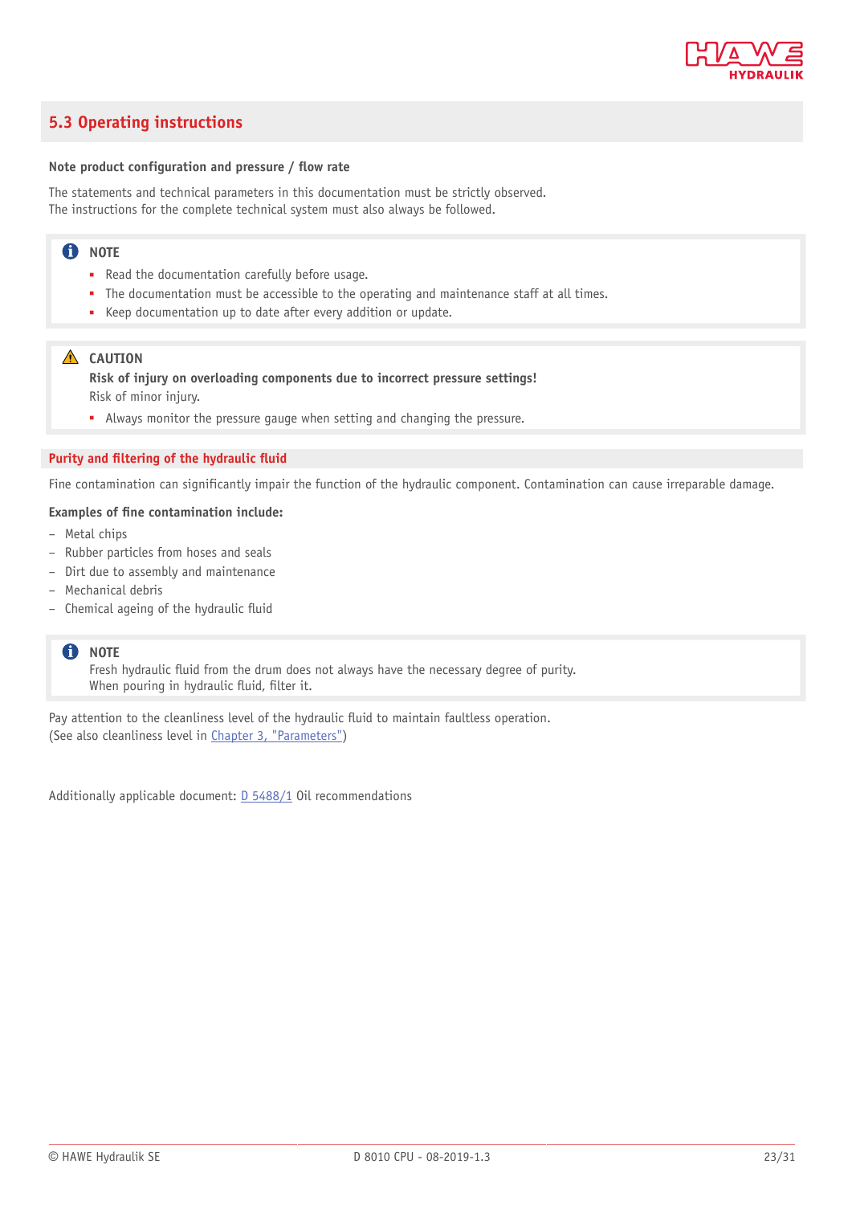## 5.3 Operating instructions

**Note product configuration and pressure / flow rate**

The statements and technical parameters in this documentation must be strictly observed.
The instructions for the complete technical system must also always be followed.

> **NOTE**
> - Read the documentation carefully before usage.
> - The documentation must be accessible to the operating and maintenance staff at all times.
> - Keep documentation up to date after every addition or update.

> **CAUTION**
> **Risk of injury on overloading components due to incorrect pressure settings!**
> Risk of minor injury.
> - Always monitor the pressure gauge when setting and changing the pressure.

### Purity and filtering of the hydraulic fluid

Fine contamination can significantly impair the function of the hydraulic component. Contamination can cause irreparable damage.

**Examples of fine contamination include:**

- Metal chips
- Rubber particles from hoses and seals
- Dirt due to assembly and maintenance
- Mechanical debris
- Chemical ageing of the hydraulic fluid

> **NOTE**
> Fresh hydraulic fluid from the drum does not always have the necessary degree of purity.
> When pouring in hydraulic fluid, filter it.

Pay attention to the cleanliness level of the hydraulic fluid to maintain faultless operation.
(See also cleanliness level in Chapter 3, "Parameters")

Additionally applicable document: D 5488/1 Oil recommendations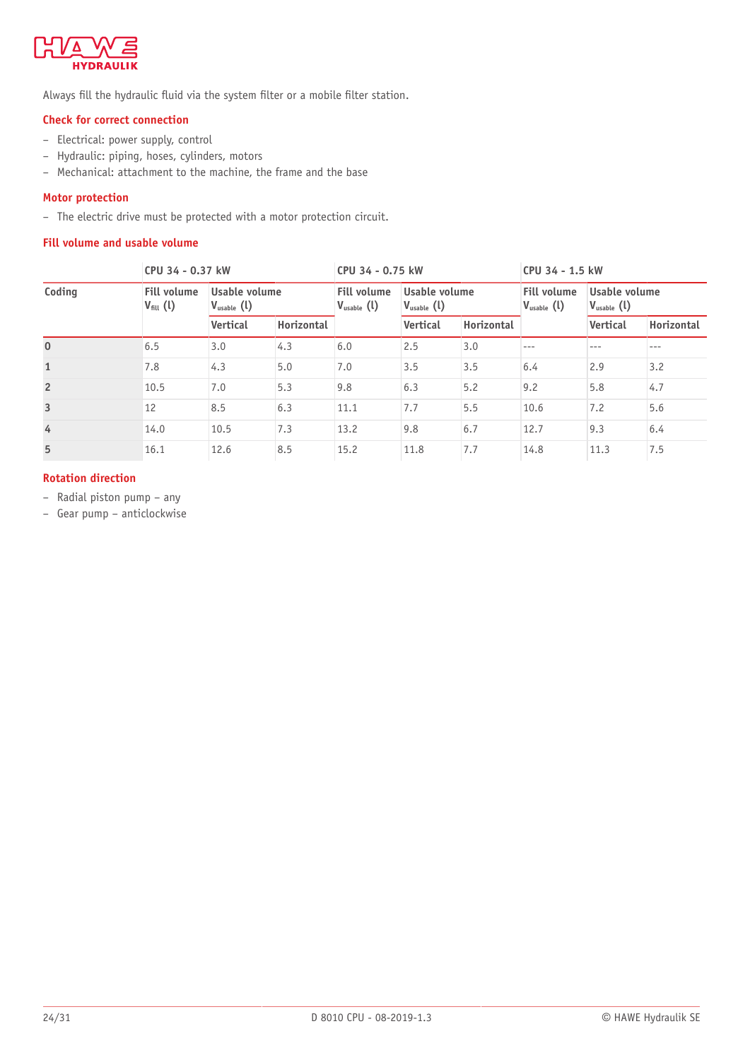Always fill the hydraulic fluid via the system filter or a mobile filter station.

### Check for correct connection

- Electrical: power supply, control
- Hydraulic: piping, hoses, cylinders, motors
- Mechanical: attachment to the machine, the frame and the base

### Motor protection

- The electric drive must be protected with a motor protection circuit.

### Fill volume and usable volume

| | CPU 34 - 0.37 kW | | | CPU 34 - 0.75 kW | | | CPU 34 - 1.5 kW | | |
|---|---|---|---|---|---|---|---|---|---|
| Coding | Fill volume $V_{fill}$ (l) | Usable volume $V_{usable}$ (l) | | Fill volume $V_{usable}$ (l) | Usable volume $V_{usable}$ (l) | | Fill volume $V_{usable}$ (l) | Usable volume $V_{usable}$ (l) | |
| | | Vertical | Horizontal | | Vertical | Horizontal | | Vertical | Horizontal |
| 0 | 6.5 | 3.0 | 4.3 | 6.0 | 2.5 | 3.0 | --- | --- | --- |
| 1 | 7.8 | 4.3 | 5.0 | 7.0 | 3.5 | 3.5 | 6.4 | 2.9 | 3.2 |
| 2 | 10.5 | 7.0 | 5.3 | 9.8 | 6.3 | 5.2 | 9.2 | 5.8 | 4.7 |
| 3 | 12 | 8.5 | 6.3 | 11.1 | 7.7 | 5.5 | 10.6 | 7.2 | 5.6 |
| 4 | 14.0 | 10.5 | 7.3 | 13.2 | 9.8 | 6.7 | 12.7 | 9.3 | 6.4 |
| 5 | 16.1 | 12.6 | 8.5 | 15.2 | 11.8 | 7.7 | 14.8 | 11.3 | 7.5 |

### Rotation direction

- Radial piston pump – any
- Gear pump – anticlockwise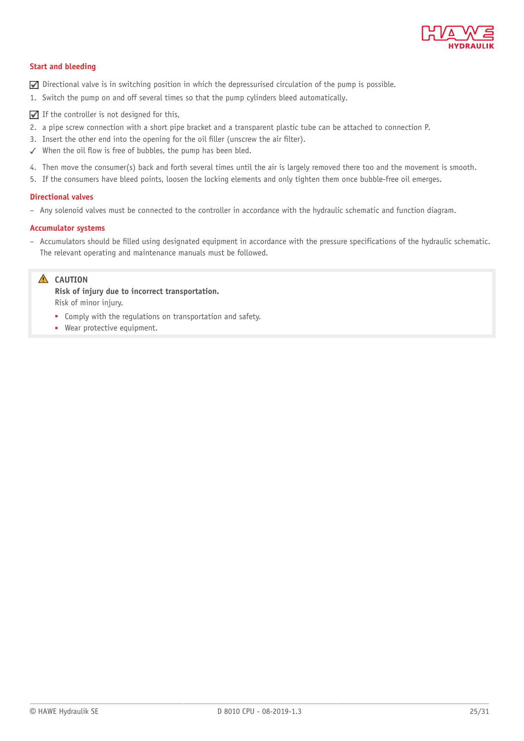### Start and bleeding

- [x] Directional valve is in switching position in which the depressurised circulation of the pump is possible.

1. Switch the pump on and off several times so that the pump cylinders bleed automatically.

- [x] If the controller is not designed for this,

2. a pipe screw connection with a short pipe bracket and a transparent plastic tube can be attached to connection P.
3. Insert the other end into the opening for the oil filler (unscrew the air filter).

✓ When the oil flow is free of bubbles, the pump has been bled.

4. Then move the consumer(s) back and forth several times until the air is largely removed there too and the movement is smooth.
5. If the consumers have bleed points, loosen the locking elements and only tighten them once bubble-free oil emerges.

### Directional valves

– Any solenoid valves must be connected to the controller in accordance with the hydraulic schematic and function diagram.

### Accumulator systems

– Accumulators should be filled using designated equipment in accordance with the pressure specifications of the hydraulic schematic. The relevant operating and maintenance manuals must be followed.

> ⚠ **CAUTION**
>
> **Risk of injury due to incorrect transportation.**
>
> Risk of minor injury.
>
> - Comply with the regulations on transportation and safety.
> - Wear protective equipment.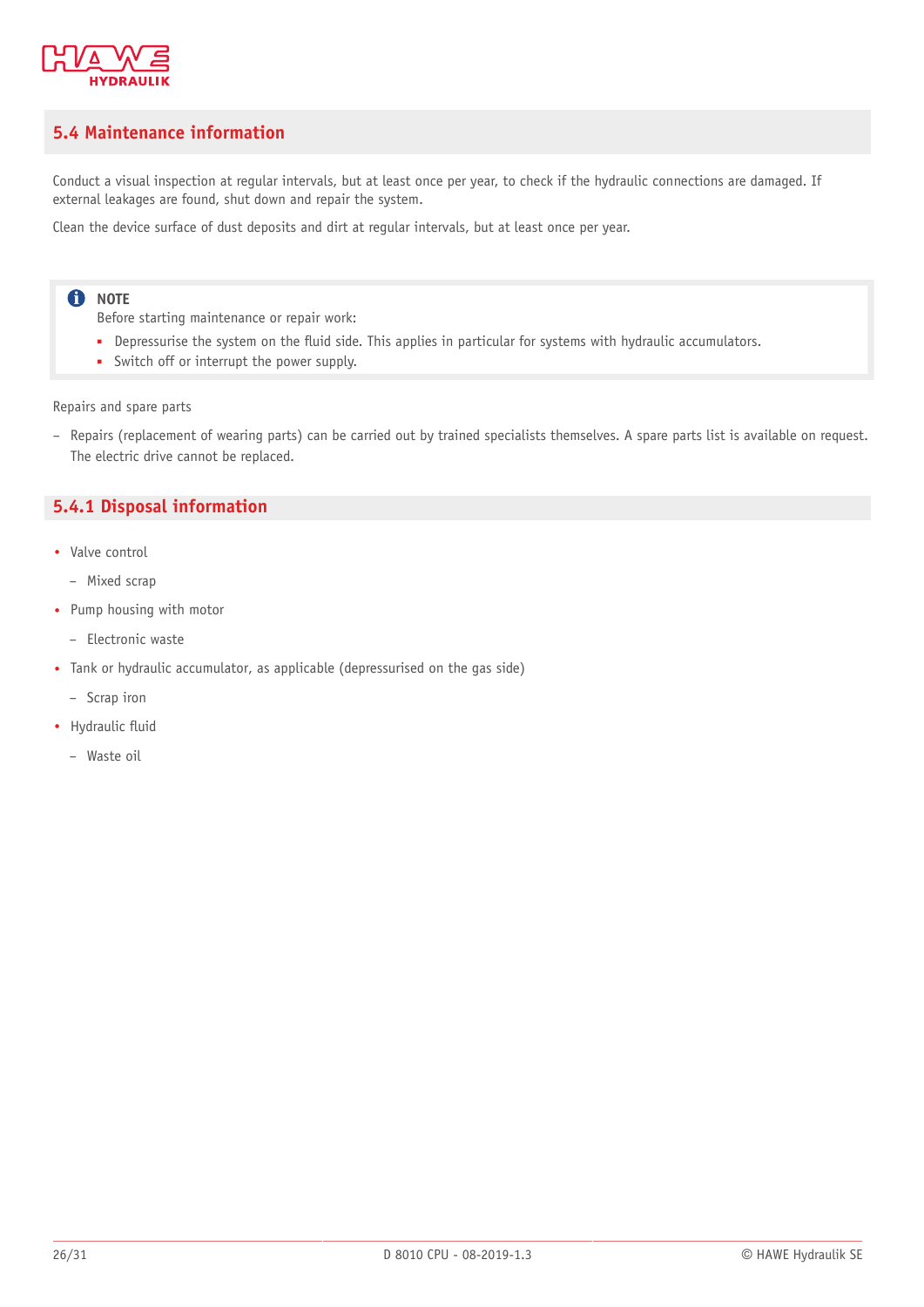## 5.4 Maintenance information

Conduct a visual inspection at regular intervals, but at least once per year, to check if the hydraulic connections are damaged. If external leakages are found, shut down and repair the system.

Clean the device surface of dust deposits and dirt at regular intervals, but at least once per year.

> **NOTE**
> Before starting maintenance or repair work:
> - Depressurise the system on the fluid side. This applies in particular for systems with hydraulic accumulators.
> - Switch off or interrupt the power supply.

Repairs and spare parts

- Repairs (replacement of wearing parts) can be carried out by trained specialists themselves. A spare parts list is available on request. The electric drive cannot be replaced.

### 5.4.1 Disposal information

- Valve control
  - Mixed scrap
- Pump housing with motor
  - Electronic waste
- Tank or hydraulic accumulator, as applicable (depressurised on the gas side)
  - Scrap iron
- Hydraulic fluid
  - Waste oil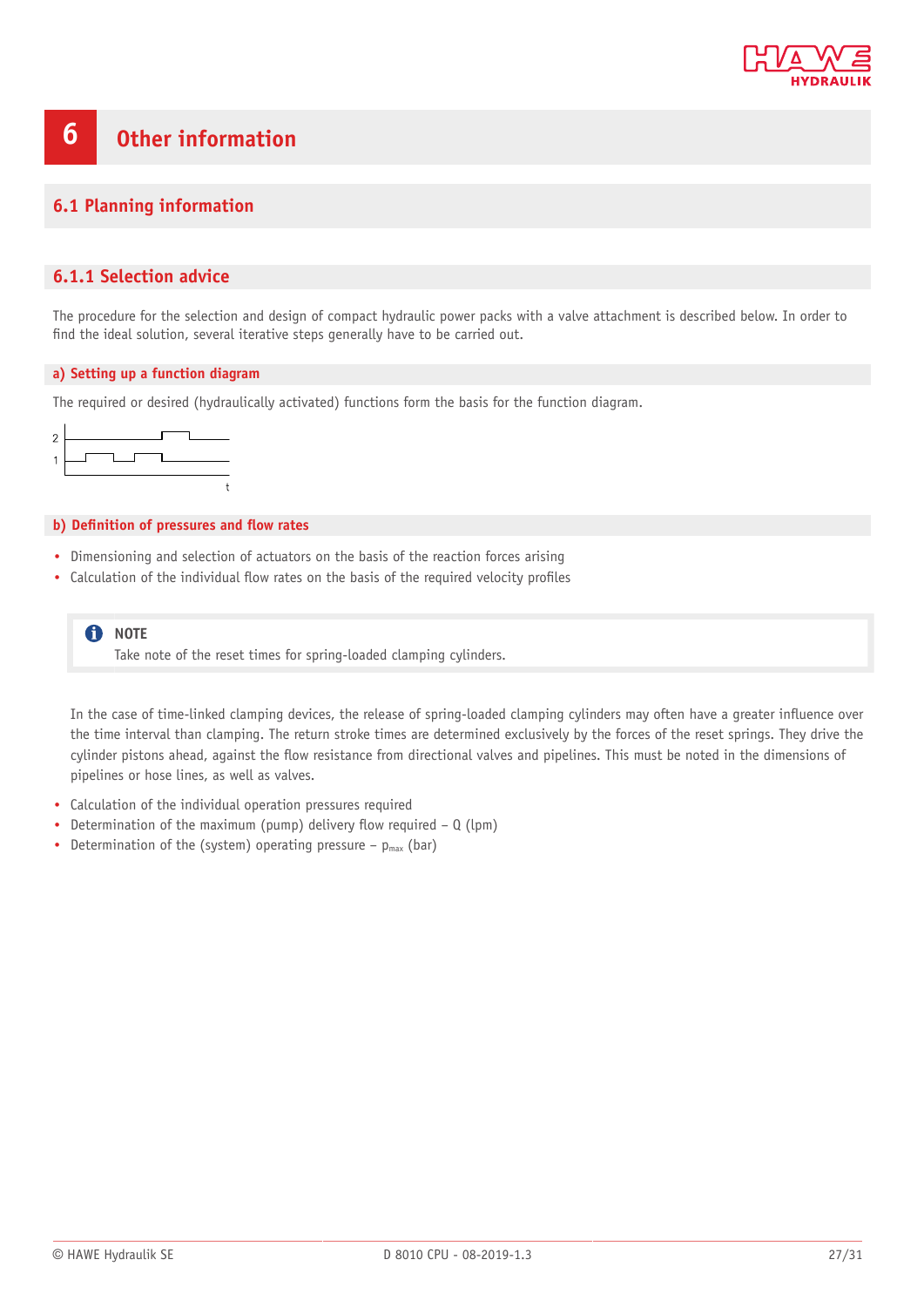# 6 Other information

## 6.1 Planning information

### 6.1.1 Selection advice

The procedure for the selection and design of compact hydraulic power packs with a valve attachment is described below. In order to find the ideal solution, several iterative steps generally have to be carried out.

#### a) Setting up a function diagram

The required or desired (hydraulically activated) functions form the basis for the function diagram.

#### b) Definition of pressures and flow rates

- Dimensioning and selection of actuators on the basis of the reaction forces arising
- Calculation of the individual flow rates on the basis of the required velocity profiles

**NOTE**
Take note of the reset times for spring-loaded clamping cylinders.

In the case of time-linked clamping devices, the release of spring-loaded clamping cylinders may often have a greater influence over the time interval than clamping. The return stroke times are determined exclusively by the forces of the reset springs. They drive the cylinder pistons ahead, against the flow resistance from directional valves and pipelines. This must be noted in the dimensions of pipelines or hose lines, as well as valves.

- Calculation of the individual operation pressures required
- Determination of the maximum (pump) delivery flow required – Q (lpm)
- Determination of the (system) operating pressure – $p_{max}$ (bar)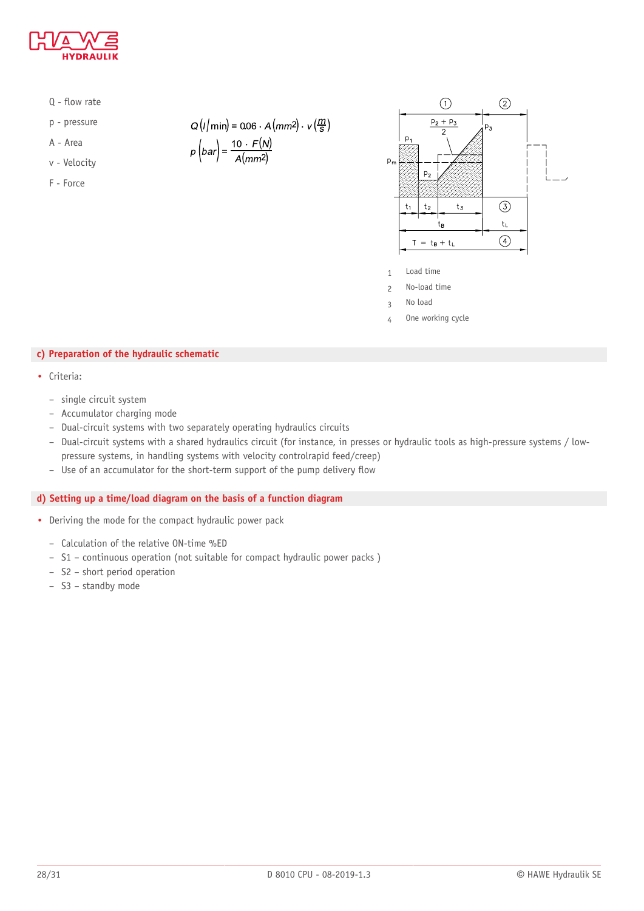Q - flow rate

p - pressure

A - Area

v - Velocity

F - Force

$$Q\,(l/\text{min}) = 0.06 \cdot A\,(mm^2) \cdot v\,\left(\frac{m}{s}\right)$$

$$p\,(bar) = \frac{10 \cdot F(N)}{A(mm^2)}$$

1 Load time

2 No-load time

3 No load

4 One working cycle

## c) Preparation of the hydraulic schematic

- Criteria:
  - single circuit system
  - Accumulator charging mode
  - Dual-circuit systems with two separately operating hydraulics circuits
  - Dual-circuit systems with a shared hydraulics circuit (for instance, in presses or hydraulic tools as high-pressure systems / low-pressure systems, in handling systems with velocity controlrapid feed/creep)
  - Use of an accumulator for the short-term support of the pump delivery flow

## d) Setting up a time/load diagram on the basis of a function diagram

- Deriving the mode for the compact hydraulic power pack
  - Calculation of the relative ON-time %ED
  - S1 – continuous operation (not suitable for compact hydraulic power packs )
  - S2 – short period operation
  - S3 – standby mode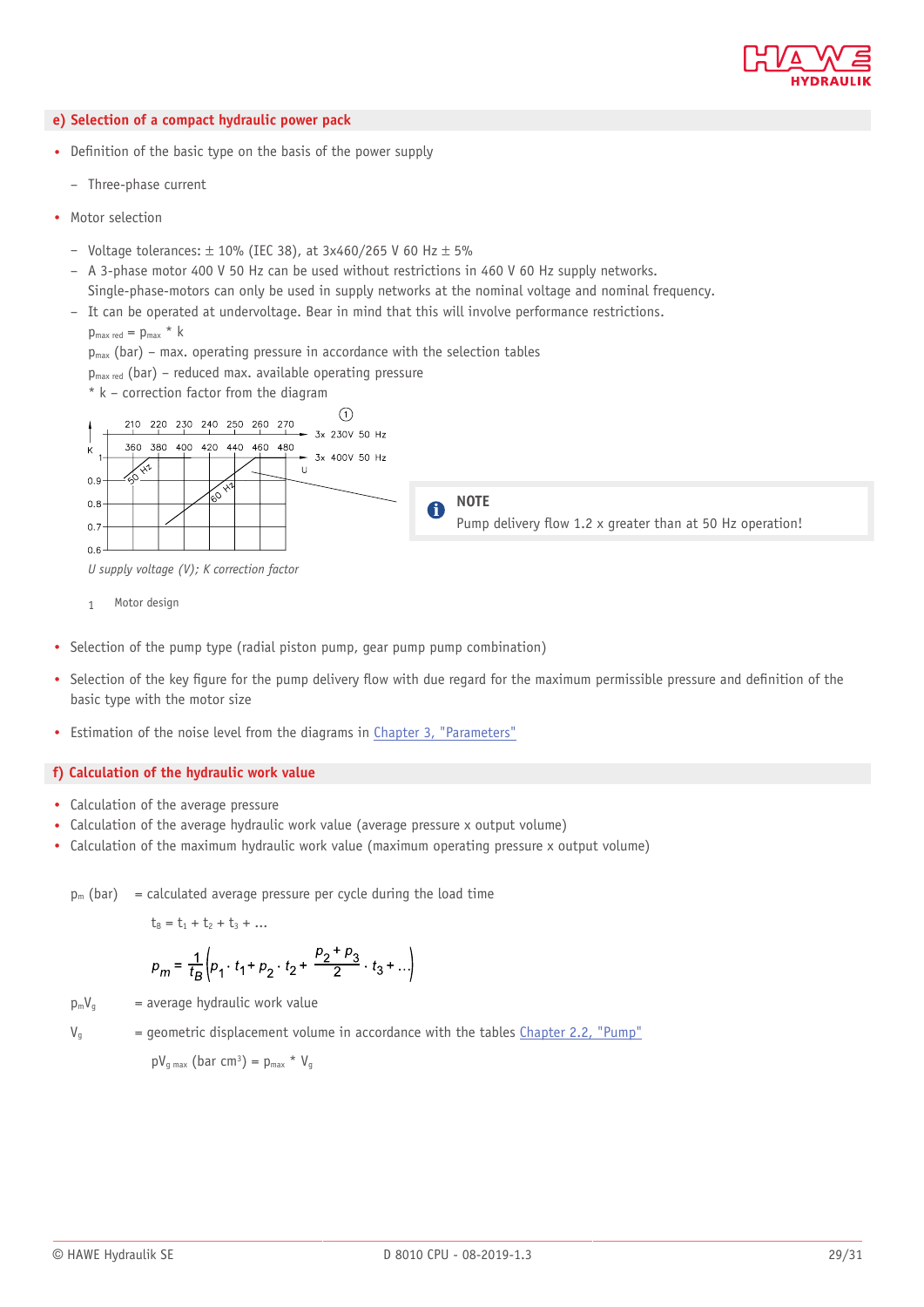## e) Selection of a compact hydraulic power pack

- Definition of the basic type on the basis of the power supply
  - Three-phase current
- Motor selection
  - Voltage tolerances: ± 10% (IEC 38), at 3x460/265 V 60 Hz ± 5%
  - A 3-phase motor 400 V 50 Hz can be used without restrictions in 460 V 60 Hz supply networks. Single-phase-motors can only be used in supply networks at the nominal voltage and nominal frequency.
  - It can be operated at undervoltage. Bear in mind that this will involve performance restrictions.

    $p_{max\ red} = p_{max} * k$

    $p_{max}$ (bar) – max. operating pressure in accordance with the selection tables

    $p_{max\ red}$ (bar) – reduced max. available operating pressure

    \* k – correction factor from the diagram

*U supply voltage (V); K correction factor*

1 Motor design

> **NOTE**
> Pump delivery flow 1.2 x greater than at 50 Hz operation!

- Selection of the pump type (radial piston pump, gear pump pump combination)
- Selection of the key figure for the pump delivery flow with due regard for the maximum permissible pressure and definition of the basic type with the motor size
- Estimation of the noise level from the diagrams in Chapter 3, "Parameters"

## f) Calculation of the hydraulic work value

- Calculation of the average pressure
- Calculation of the average hydraulic work value (average pressure x output volume)
- Calculation of the maximum hydraulic work value (maximum operating pressure x output volume)

$p_m$ (bar) = calculated average pressure per cycle during the load time

$$t_B = t_1 + t_2 + t_3 + \dots$$

$$p_m = \frac{1}{t_B}\left(p_1 \cdot t_1 + p_2 \cdot t_2 + \frac{p_2 + p_3}{2} \cdot t_3 + \dots\right)$$

$p_m V_g$ = average hydraulic work value

$V_g$ = geometric displacement volume in accordance with the tables Chapter 2.2, "Pump"

$pV_{g\ max}$ (bar cm³) = $p_{max} * V_g$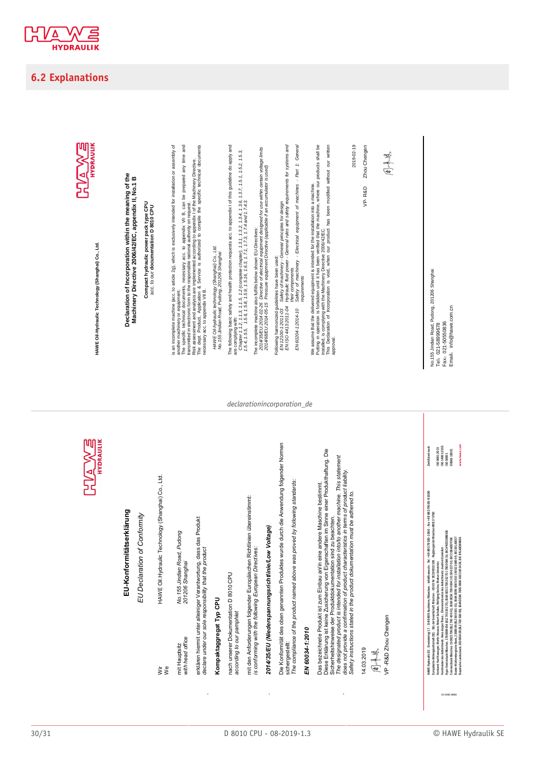## 6.2 Explanations

**HAWE Oil-Hydraulic Technology (Shanghai) Co., Ltd.**

### Declaration of Incorporation within the meaning of the Machinery Directive 2006/42/EC, appendix II, No.1 B

**Compact hydraulic power pack type CPU**
acc. to our **documentation D 8010 CPU**

is an incomplete machine (acc. to article 2g), which is exclusively intended for installation or assembly of another machinery or equipment.
The specific technical documents, necessary acc. to appendix VII B, can be prepared any time and transmitted in electronic form to the responsible national authority on request.
Risk assessment and analysis are implemented according to appendix I of the Machinery Directive.
The dept. Product, Application & Service is authorized to compile the specific technical documents necessary acc. to appendix VII B.

*HAWE Oil-hydraulic technology (Shanghai) Co., Ltd.*
*No.155 Jindian Road, Pudong, 201206 Shanghai*

The following basic safety and health protection requests acc. to appendix I of this guideline do apply and are complying with:
*Chapter 1.1.2, 1.1.3, 1.1.5, 1.2 (complete chapter), 1.3.1, 1.3.2, 1.3.4, 1.3.6, 1.3.7, 1.5.1, 1.5.2, 1.5.3, 1.5.4, 1.5.5, 1.5.6, 1.5.8, 1.5.9, 1.5.16, 1.6.3, 1.7.1, 1.7.3, 1.7.4 and 1.7.4.3.*

The incomplete machine also fulfills below shown EU-Directives:
*2014/35/EU 2014-02-26 Directive of electrical equipment designed for use within certain voltage limits*
*2014/68/EU 2014-05-15 Pressure equipment Directive (applicable if an accumulator is used)*

Following harmonized guidelines have been used:
*EN 12100-1:2011-03 Safety of machinery - General principles for design*
*EN ISO 4413:2011-04 Hydraulic fluid power - General rules and safety requirements for systems and their components*
*EN 60204-1:2014-10 Safety of machinery - Electrical equipment of machines - Part 1: General requirements*

We assume that the delivered equipment is intended for the installation into a machine.
Putting in operation is forbidden until it has been verified that the machine, where our products shall be installed, is complying with the Machinery Directive 2006/42/EC.
This Declaration of Incorporation is void, when our product has been modified without our written approval.

2019-02-19

VP- R&D Zhou Chengen

No.155 Jindian Road, Pudong, 201206 Shanghai
Tel: 021-58999678
Fax: 021-50550836
Email: info@hawe.com.cn

*declarationincorporation_de*

### EU-Konformitätserklärung
*EU Declaration of Conformity*

Wir
*We* — HAWE Oil Hydraulic Technology (Shanghai) Co., Ltd.

mit Hauptsitz
*with head office* — *No 155 Jindian Road, Pudong 201206 Shanghai*

erklären hiermit unter alleiniger Verantwortung, dass das Produkt
*declare under our sole responsibility that the product*

**Kompaktaggregat Typ CPU**

nach unserer Dokumentation D 8010 CPU
*according to our pamphlet*

mit den Anforderungen folgender Europäischen Richtlinien übereinstimmt:
*is conforming with the following European Directives:*

***2014/35/EU (Niederspannungsrichtlinie/Low Voltage)***

Die Konformität des oben genannten Produktes wurde durch die Anwendung folgender Normen sichergestellt:
*The compliance of the product named above was proved by following standards:*

***EN 60034-1:2010***

Das bezeichnete Produkt ist zum Einbau an/in eine andere Maschine bestimmt.
Diese Erklärung ist keine Zusicherung von Eigenschaften im Sinne einer Produkthaftung. Die Sicherheitshinweise der Produktdokumentation sind zu beachten.
*The designated product is intended for installation into/to another machine. This statement does not provide a confirmation of product characteristics in terms of product liability. Safety instructions stated in the product documentation must be adhered to.*

14.03.2019

VP -R&D Zhou Chengen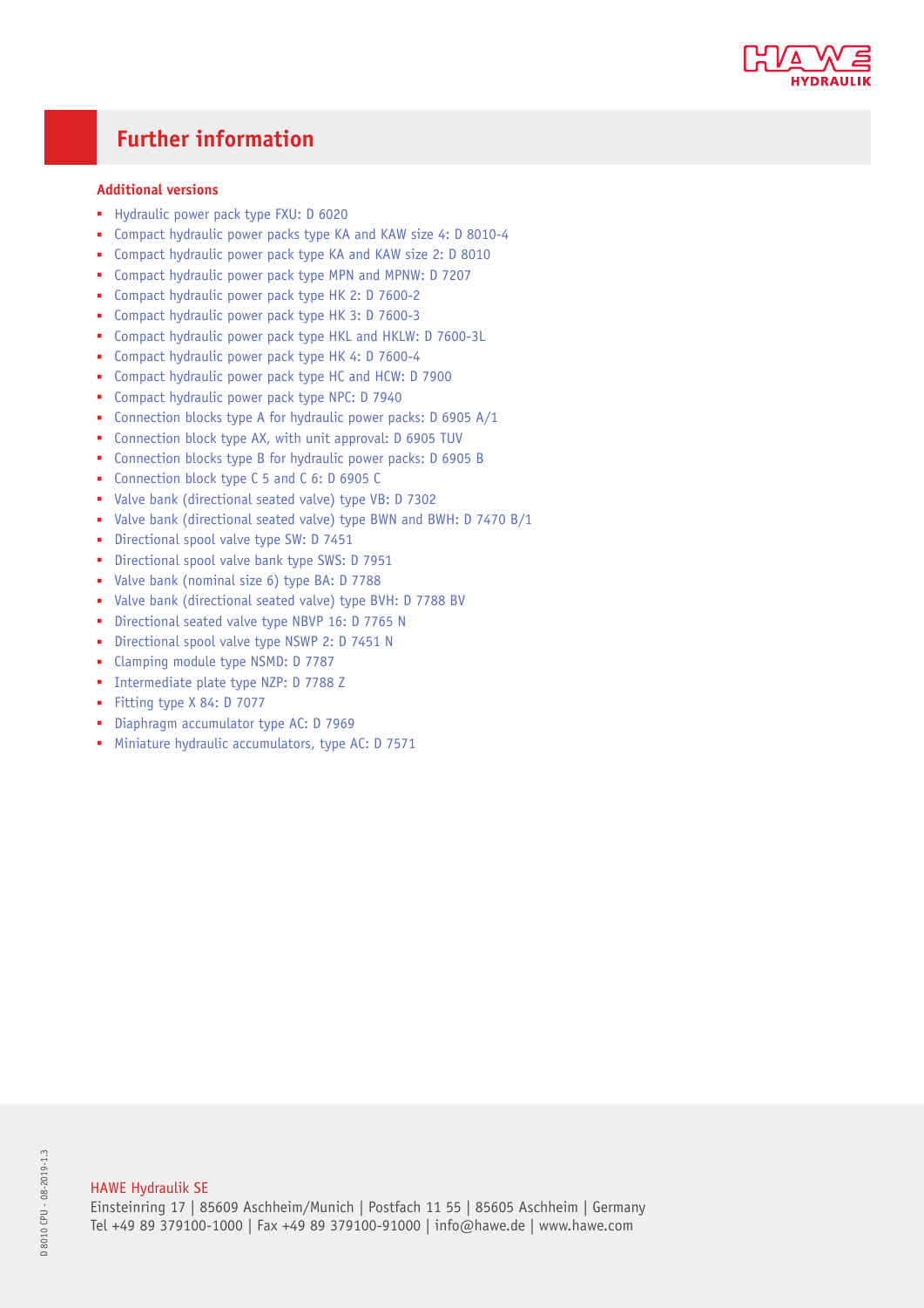# Further information

### Additional versions

- Hydraulic power pack type FXU: D 6020
- Compact hydraulic power packs type KA and KAW size 4: D 8010-4
- Compact hydraulic power pack type KA and KAW size 2: D 8010
- Compact hydraulic power pack type MPN and MPNW: D 7207
- Compact hydraulic power pack type HK 2: D 7600-2
- Compact hydraulic power pack type HK 3: D 7600-3
- Compact hydraulic power pack type HKL and HKLW: D 7600-3L
- Compact hydraulic power pack type HK 4: D 7600-4
- Compact hydraulic power pack type HC and HCW: D 7900
- Compact hydraulic power pack type NPC: D 7940
- Connection blocks type A for hydraulic power packs: D 6905 A/1
- Connection block type AX, with unit approval: D 6905 TUV
- Connection blocks type B for hydraulic power packs: D 6905 B
- Connection block type C 5 and C 6: D 6905 C
- Valve bank (directional seated valve) type VB: D 7302
- Valve bank (directional seated valve) type BWN and BWH: D 7470 B/1
- Directional spool valve type SW: D 7451
- Directional spool valve bank type SWS: D 7951
- Valve bank (nominal size 6) type BA: D 7788
- Valve bank (directional seated valve) type BVH: D 7788 BV
- Directional seated valve type NBVP 16: D 7765 N
- Directional spool valve type NSWP 2: D 7451 N
- Clamping module type NSMD: D 7787
- Intermediate plate type NZP: D 7788 Z
- Fitting type X 84: D 7077
- Diaphragm accumulator type AC: D 7969
- Miniature hydraulic accumulators, type AC: D 7571

HAWE Hydraulik SE
Einsteinring 17 | 85609 Aschheim/Munich | Postfach 11 55 | 85605 Aschheim | Germany
Tel +49 89 379100-1000 | Fax +49 89 379100-91000 | info@hawe.de | www.hawe.com

D 8010 CPU - 08-2019-1.3